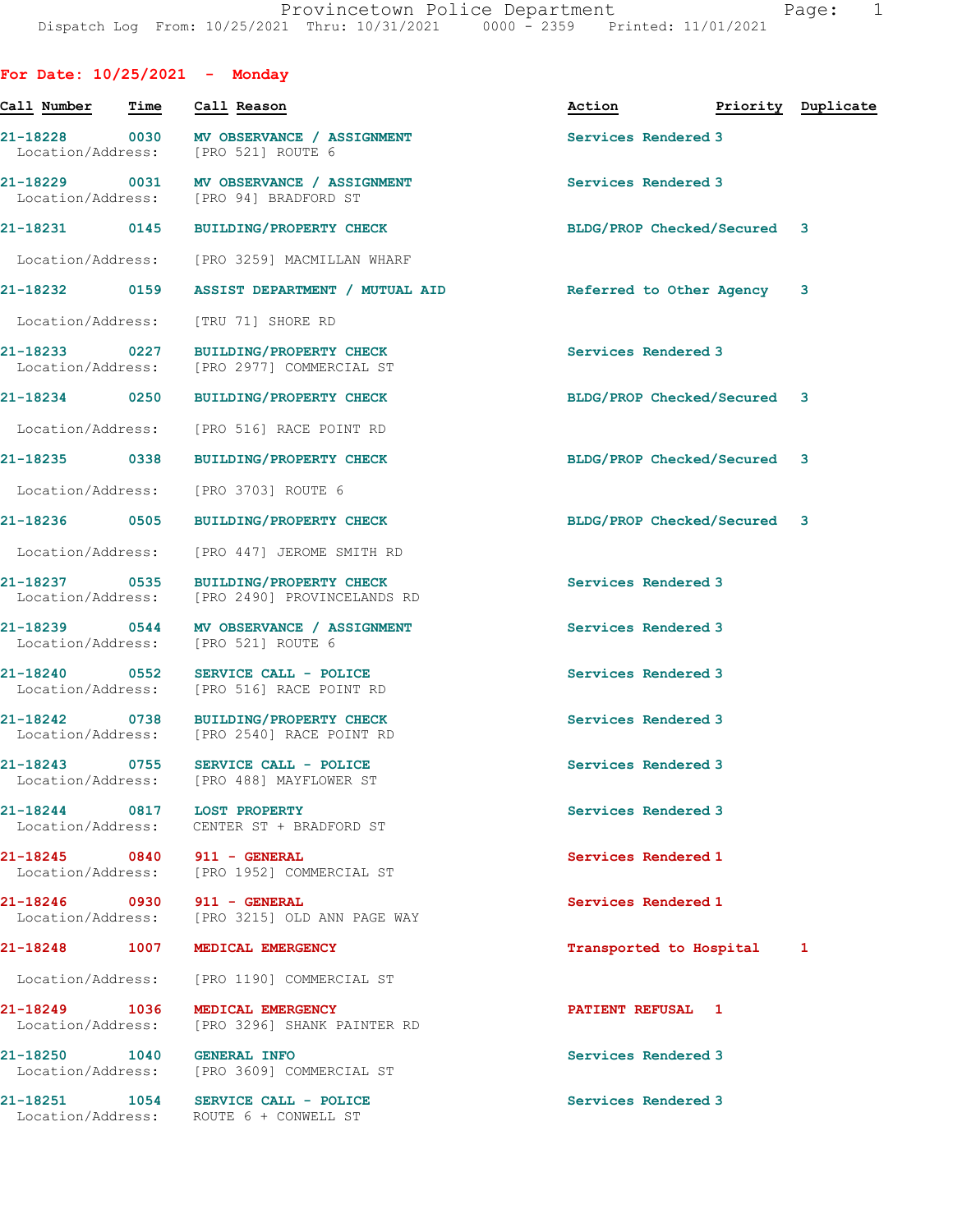Provincetown Police Department
Dispatch Log From: 10/25/2021 Thru: 10/31/2021 0000 - 2359 Printed: 11/01/2021

## For Date: 10/25/2021 - Monday

| Call Number | Time | Call Reason | Action | Priority | Duplicate |
|---|---|---|---|---|---|
| 21-18228 | 0030 | MV OBSERVANCE / ASSIGNMENT | Services Rendered | 3 | |
| Location/Address: | | [PRO 521] ROUTE 6 | | | |
| 21-18229 | 0031 | MV OBSERVANCE / ASSIGNMENT | Services Rendered | 3 | |
| Location/Address: | | [PRO 94] BRADFORD ST | | | |
| 21-18231 | 0145 | BUILDING/PROPERTY CHECK | BLDG/PROP Checked/Secured | 3 | |
| Location/Address: | | [PRO 3259] MACMILLAN WHARF | | | |
| 21-18232 | 0159 | ASSIST DEPARTMENT / MUTUAL AID | Referred to Other Agency | 3 | |
| Location/Address: | | [TRU 71] SHORE RD | | | |
| 21-18233 | 0227 | BUILDING/PROPERTY CHECK | Services Rendered | 3 | |
| Location/Address: | | [PRO 2977] COMMERCIAL ST | | | |
| 21-18234 | 0250 | BUILDING/PROPERTY CHECK | BLDG/PROP Checked/Secured | 3 | |
| Location/Address: | | [PRO 516] RACE POINT RD | | | |
| 21-18235 | 0338 | BUILDING/PROPERTY CHECK | BLDG/PROP Checked/Secured | 3 | |
| Location/Address: | | [PRO 3703] ROUTE 6 | | | |
| 21-18236 | 0505 | BUILDING/PROPERTY CHECK | BLDG/PROP Checked/Secured | 3 | |
| Location/Address: | | [PRO 447] JEROME SMITH RD | | | |
| 21-18237 | 0535 | BUILDING/PROPERTY CHECK | Services Rendered | 3 | |
| Location/Address: | | [PRO 2490] PROVINCELANDS RD | | | |
| 21-18239 | 0544 | MV OBSERVANCE / ASSIGNMENT | Services Rendered | 3 | |
| Location/Address: | | [PRO 521] ROUTE 6 | | | |
| 21-18240 | 0552 | SERVICE CALL - POLICE | Services Rendered | 3 | |
| Location/Address: | | [PRO 516] RACE POINT RD | | | |
| 21-18242 | 0738 | BUILDING/PROPERTY CHECK | Services Rendered | 3 | |
| Location/Address: | | [PRO 2540] RACE POINT RD | | | |
| 21-18243 | 0755 | SERVICE CALL - POLICE | Services Rendered | 3 | |
| Location/Address: | | [PRO 488] MAYFLOWER ST | | | |
| 21-18244 | 0817 | LOST PROPERTY | Services Rendered | 3 | |
| Location/Address: | | CENTER ST + BRADFORD ST | | | |
| 21-18245 | 0840 | 911 - GENERAL | Services Rendered | 1 | |
| Location/Address: | | [PRO 1952] COMMERCIAL ST | | | |
| 21-18246 | 0930 | 911 - GENERAL | Services Rendered | 1 | |
| Location/Address: | | [PRO 3215] OLD ANN PAGE WAY | | | |
| 21-18248 | 1007 | MEDICAL EMERGENCY | Transported to Hospital | 1 | |
| Location/Address: | | [PRO 1190] COMMERCIAL ST | | | |
| 21-18249 | 1036 | MEDICAL EMERGENCY | PATIENT REFUSAL | 1 | |
| Location/Address: | | [PRO 3296] SHANK PAINTER RD | | | |
| 21-18250 | 1040 | GENERAL INFO | Services Rendered | 3 | |
| Location/Address: | | [PRO 3609] COMMERCIAL ST | | | |
| 21-18251 | 1054 | SERVICE CALL - POLICE | Services Rendered | 3 | |
| Location/Address: | | ROUTE 6 + CONWELL ST | | | |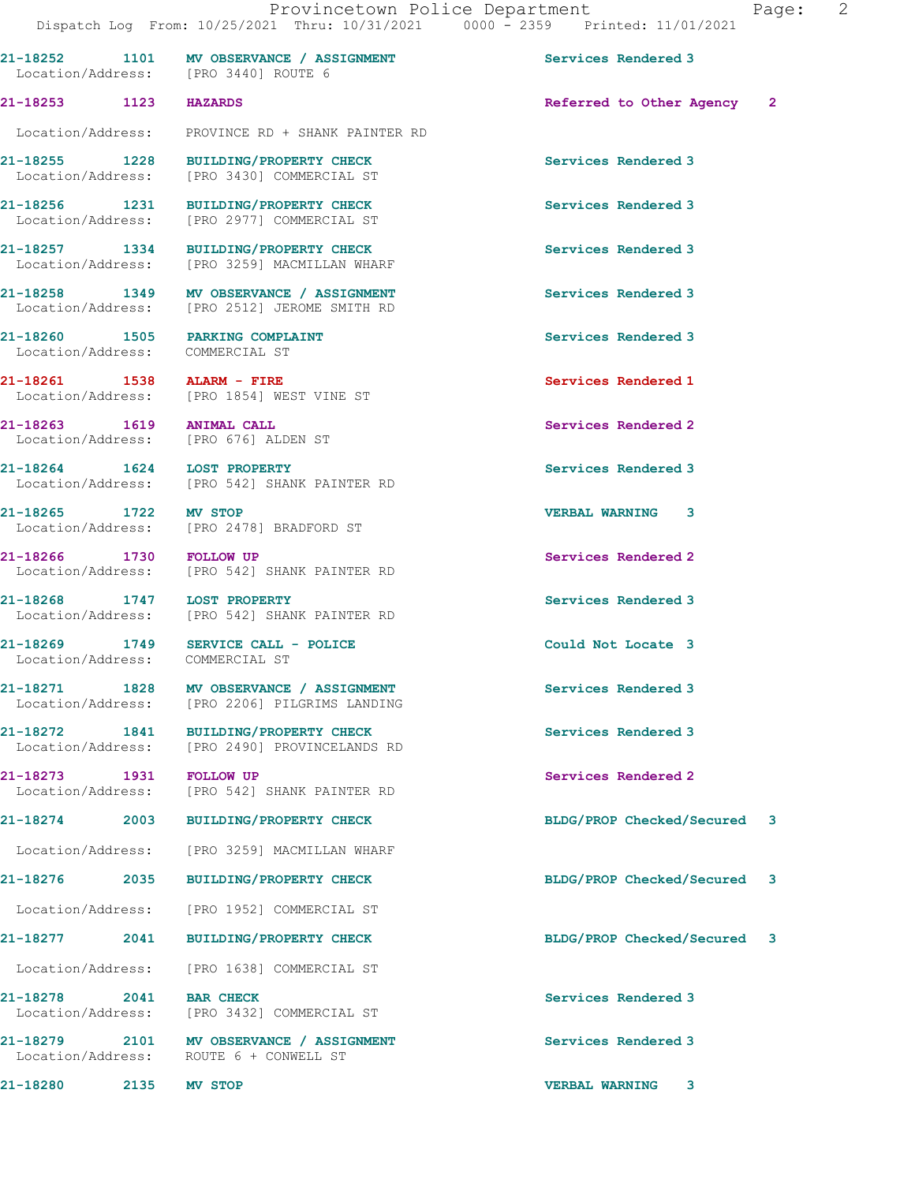| Call # | Time | Call Reason | Action | Priority |
|---|---|---|---|---|
| 21-18252 | 1101 | MV OBSERVANCE / ASSIGNMENT | Services Rendered | 3 |
| Location/Address: | | [PRO 3440] ROUTE 6 | | |
| 21-18253 | 1123 | HAZARDS | Referred to Other Agency | 2 |
| Location/Address: | | PROVINCE RD + SHANK PAINTER RD | | |
| 21-18255 | 1228 | BUILDING/PROPERTY CHECK | Services Rendered | 3 |
| Location/Address: | | [PRO 3430] COMMERCIAL ST | | |
| 21-18256 | 1231 | BUILDING/PROPERTY CHECK | Services Rendered | 3 |
| Location/Address: | | [PRO 2977] COMMERCIAL ST | | |
| 21-18257 | 1334 | BUILDING/PROPERTY CHECK | Services Rendered | 3 |
| Location/Address: | | [PRO 3259] MACMILLAN WHARF | | |
| 21-18258 | 1349 | MV OBSERVANCE / ASSIGNMENT | Services Rendered | 3 |
| Location/Address: | | [PRO 2512] JEROME SMITH RD | | |
| 21-18260 | 1505 | PARKING COMPLAINT | Services Rendered | 3 |
| Location/Address: | | COMMERCIAL ST | | |
| 21-18261 | 1538 | ALARM - FIRE | Services Rendered | 1 |
| Location/Address: | | [PRO 1854] WEST VINE ST | | |
| 21-18263 | 1619 | ANIMAL CALL | Services Rendered | 2 |
| Location/Address: | | [PRO 676] ALDEN ST | | |
| 21-18264 | 1624 | LOST PROPERTY | Services Rendered | 3 |
| Location/Address: | | [PRO 542] SHANK PAINTER RD | | |
| 21-18265 | 1722 | MV STOP | VERBAL WARNING | 3 |
| Location/Address: | | [PRO 2478] BRADFORD ST | | |
| 21-18266 | 1730 | FOLLOW UP | Services Rendered | 2 |
| Location/Address: | | [PRO 542] SHANK PAINTER RD | | |
| 21-18268 | 1747 | LOST PROPERTY | Services Rendered | 3 |
| Location/Address: | | [PRO 542] SHANK PAINTER RD | | |
| 21-18269 | 1749 | SERVICE CALL - POLICE | Could Not Locate | 3 |
| Location/Address: | | COMMERCIAL ST | | |
| 21-18271 | 1828 | MV OBSERVANCE / ASSIGNMENT | Services Rendered | 3 |
| Location/Address: | | [PRO 2206] PILGRIMS LANDING | | |
| 21-18272 | 1841 | BUILDING/PROPERTY CHECK | Services Rendered | 3 |
| Location/Address: | | [PRO 2490] PROVINCELANDS RD | | |
| 21-18273 | 1931 | FOLLOW UP | Services Rendered | 2 |
| Location/Address: | | [PRO 542] SHANK PAINTER RD | | |
| 21-18274 | 2003 | BUILDING/PROPERTY CHECK | BLDG/PROP Checked/Secured | 3 |
| Location/Address: | | [PRO 3259] MACMILLAN WHARF | | |
| 21-18276 | 2035 | BUILDING/PROPERTY CHECK | BLDG/PROP Checked/Secured | 3 |
| Location/Address: | | [PRO 1952] COMMERCIAL ST | | |
| 21-18277 | 2041 | BUILDING/PROPERTY CHECK | BLDG/PROP Checked/Secured | 3 |
| Location/Address: | | [PRO 1638] COMMERCIAL ST | | |
| 21-18278 | 2041 | BAR CHECK | Services Rendered | 3 |
| Location/Address: | | [PRO 3432] COMMERCIAL ST | | |
| 21-18279 | 2101 | MV OBSERVANCE / ASSIGNMENT | Services Rendered | 3 |
| Location/Address: | | ROUTE 6 + CONWELL ST | | |
| 21-18280 | 2135 | MV STOP | VERBAL WARNING | 3 |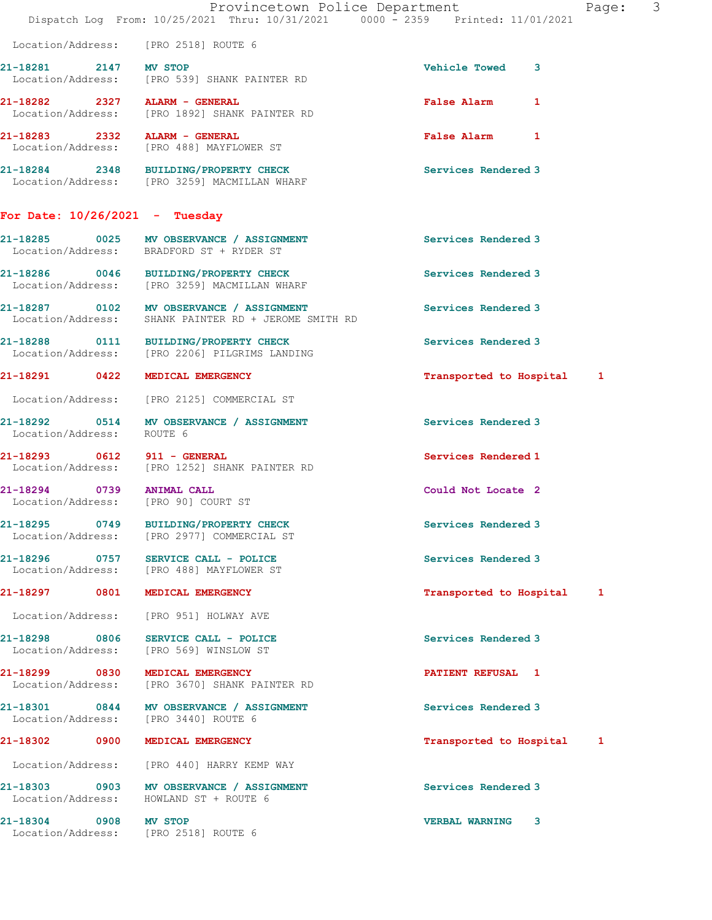Location/Address: [PRO 2518] ROUTE 6

21-18281 2147 MV STOP Vehicle Towed 3
Location/Address: [PRO 539] SHANK PAINTER RD

21-18282 2327 ALARM - GENERAL False Alarm 1
Location/Address: [PRO 1892] SHANK PAINTER RD

21-18283 2332 ALARM - GENERAL False Alarm 1
Location/Address: [PRO 488] MAYFLOWER ST

21-18284 2348 BUILDING/PROPERTY CHECK Services Rendered 3
Location/Address: [PRO 3259] MACMILLAN WHARF

## For Date: 10/26/2021 - Tuesday

21-18285 0025 MV OBSERVANCE / ASSIGNMENT Services Rendered 3
Location/Address: BRADFORD ST + RYDER ST

21-18286 0046 BUILDING/PROPERTY CHECK Services Rendered 3
Location/Address: [PRO 3259] MACMILLAN WHARF

21-18287 0102 MV OBSERVANCE / ASSIGNMENT Services Rendered 3
Location/Address: SHANK PAINTER RD + JEROME SMITH RD

21-18288 0111 BUILDING/PROPERTY CHECK Services Rendered 3
Location/Address: [PRO 2206] PILGRIMS LANDING

21-18291 0422 MEDICAL EMERGENCY Transported to Hospital 1
Location/Address: [PRO 2125] COMMERCIAL ST

21-18292 0514 MV OBSERVANCE / ASSIGNMENT Services Rendered 3
Location/Address: ROUTE 6

21-18293 0612 911 - GENERAL Services Rendered 1
Location/Address: [PRO 1252] SHANK PAINTER RD

21-18294 0739 ANIMAL CALL Could Not Locate 2
Location/Address: [PRO 90] COURT ST

21-18295 0749 BUILDING/PROPERTY CHECK Services Rendered 3
Location/Address: [PRO 2977] COMMERCIAL ST

21-18296 0757 SERVICE CALL - POLICE Services Rendered 3
Location/Address: [PRO 488] MAYFLOWER ST

21-18297 0801 MEDICAL EMERGENCY Transported to Hospital 1
Location/Address: [PRO 951] HOLWAY AVE

21-18298 0806 SERVICE CALL - POLICE Services Rendered 3
Location/Address: [PRO 569] WINSLOW ST

21-18299 0830 MEDICAL EMERGENCY PATIENT REFUSAL 1
Location/Address: [PRO 3670] SHANK PAINTER RD

21-18301 0844 MV OBSERVANCE / ASSIGNMENT Services Rendered 3
Location/Address: [PRO 3440] ROUTE 6

21-18302 0900 MEDICAL EMERGENCY Transported to Hospital 1
Location/Address: [PRO 440] HARRY KEMP WAY

21-18303 0903 MV OBSERVANCE / ASSIGNMENT Services Rendered 3
Location/Address: HOWLAND ST + ROUTE 6

21-18304 0908 MV STOP VERBAL WARNING 3
Location/Address: [PRO 2518] ROUTE 6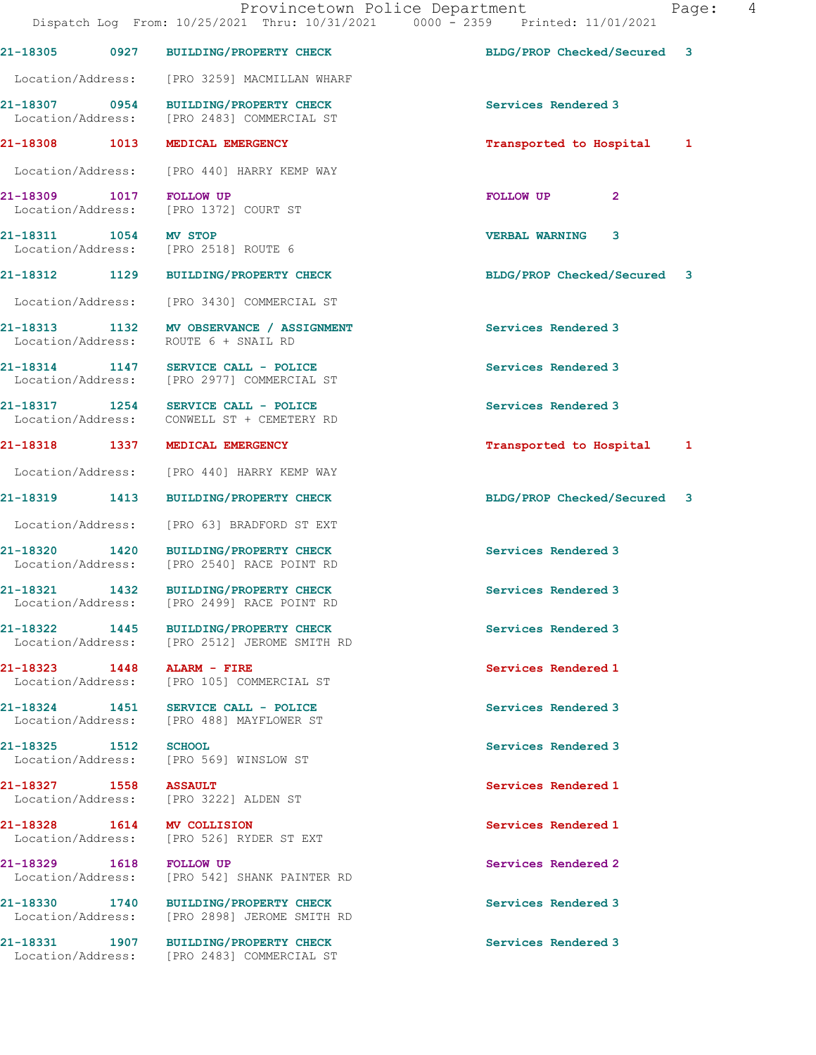| Call Number | Time | Call Reason | Action | Priority |
|---|---|---|---|---|
| 21-18305 | 0927 | BUILDING/PROPERTY CHECK | BLDG/PROP Checked/Secured | 3 |
| Location/Address: | [PRO 3259] MACMILLAN WHARF | | | |
| 21-18307 | 0954 | BUILDING/PROPERTY CHECK | Services Rendered | 3 |
| Location/Address: | [PRO 2483] COMMERCIAL ST | | | |
| 21-18308 | 1013 | MEDICAL EMERGENCY | Transported to Hospital | 1 |
| Location/Address: | [PRO 440] HARRY KEMP WAY | | | |
| 21-18309 | 1017 | FOLLOW UP | FOLLOW UP | 2 |
| Location/Address: | [PRO 1372] COURT ST | | | |
| 21-18311 | 1054 | MV STOP | VERBAL WARNING | 3 |
| Location/Address: | [PRO 2518] ROUTE 6 | | | |
| 21-18312 | 1129 | BUILDING/PROPERTY CHECK | BLDG/PROP Checked/Secured | 3 |
| Location/Address: | [PRO 3430] COMMERCIAL ST | | | |
| 21-18313 | 1132 | MV OBSERVANCE / ASSIGNMENT | Services Rendered | 3 |
| Location/Address: | ROUTE 6 + SNAIL RD | | | |
| 21-18314 | 1147 | SERVICE CALL - POLICE | Services Rendered | 3 |
| Location/Address: | [PRO 2977] COMMERCIAL ST | | | |
| 21-18317 | 1254 | SERVICE CALL - POLICE | Services Rendered | 3 |
| Location/Address: | CONWELL ST + CEMETERY RD | | | |
| 21-18318 | 1337 | MEDICAL EMERGENCY | Transported to Hospital | 1 |
| Location/Address: | [PRO 440] HARRY KEMP WAY | | | |
| 21-18319 | 1413 | BUILDING/PROPERTY CHECK | BLDG/PROP Checked/Secured | 3 |
| Location/Address: | [PRO 63] BRADFORD ST EXT | | | |
| 21-18320 | 1420 | BUILDING/PROPERTY CHECK | Services Rendered | 3 |
| Location/Address: | [PRO 2540] RACE POINT RD | | | |
| 21-18321 | 1432 | BUILDING/PROPERTY CHECK | Services Rendered | 3 |
| Location/Address: | [PRO 2499] RACE POINT RD | | | |
| 21-18322 | 1445 | BUILDING/PROPERTY CHECK | Services Rendered | 3 |
| Location/Address: | [PRO 2512] JEROME SMITH RD | | | |
| 21-18323 | 1448 | ALARM - FIRE | Services Rendered | 1 |
| Location/Address: | [PRO 105] COMMERCIAL ST | | | |
| 21-18324 | 1451 | SERVICE CALL - POLICE | Services Rendered | 3 |
| Location/Address: | [PRO 488] MAYFLOWER ST | | | |
| 21-18325 | 1512 | SCHOOL | Services Rendered | 3 |
| Location/Address: | [PRO 569] WINSLOW ST | | | |
| 21-18327 | 1558 | ASSAULT | Services Rendered | 1 |
| Location/Address: | [PRO 3222] ALDEN ST | | | |
| 21-18328 | 1614 | MV COLLISION | Services Rendered | 1 |
| Location/Address: | [PRO 526] RYDER ST EXT | | | |
| 21-18329 | 1618 | FOLLOW UP | Services Rendered | 2 |
| Location/Address: | [PRO 542] SHANK PAINTER RD | | | |
| 21-18330 | 1740 | BUILDING/PROPERTY CHECK | Services Rendered | 3 |
| Location/Address: | [PRO 2898] JEROME SMITH RD | | | |
| 21-18331 | 1907 | BUILDING/PROPERTY CHECK | Services Rendered | 3 |
| Location/Address: | [PRO 2483] COMMERCIAL ST | | | |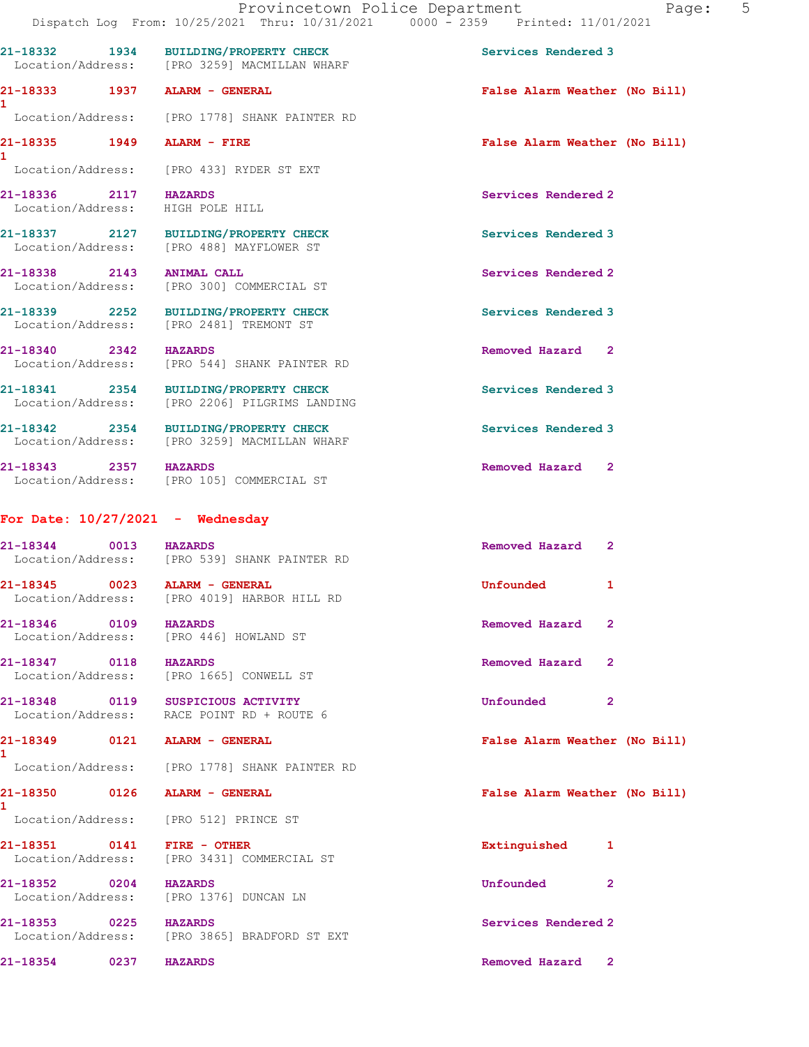21-18332 1934 BUILDING/PROPERTY CHECK Services Rendered 3
Location/Address: [PRO 3259] MACMILLAN WHARF

21-18333 1937 ALARM - GENERAL False Alarm Weather (No Bill) 1
Location/Address: [PRO 1778] SHANK PAINTER RD

21-18335 1949 ALARM - FIRE False Alarm Weather (No Bill) 1
Location/Address: [PRO 433] RYDER ST EXT

21-18336 2117 HAZARDS Services Rendered 2
Location/Address: HIGH POLE HILL

21-18337 2127 BUILDING/PROPERTY CHECK Services Rendered 3
Location/Address: [PRO 488] MAYFLOWER ST

21-18338 2143 ANIMAL CALL Services Rendered 2
Location/Address: [PRO 300] COMMERCIAL ST

21-18339 2252 BUILDING/PROPERTY CHECK Services Rendered 3
Location/Address: [PRO 2481] TREMONT ST

21-18340 2342 HAZARDS Removed Hazard 2
Location/Address: [PRO 544] SHANK PAINTER RD

21-18341 2354 BUILDING/PROPERTY CHECK Services Rendered 3
Location/Address: [PRO 2206] PILGRIMS LANDING

21-18342 2354 BUILDING/PROPERTY CHECK Services Rendered 3
Location/Address: [PRO 3259] MACMILLAN WHARF

21-18343 2357 HAZARDS Removed Hazard 2
Location/Address: [PRO 105] COMMERCIAL ST

**For Date: 10/27/2021 - Wednesday**

21-18344 0013 HAZARDS Removed Hazard 2
Location/Address: [PRO 539] SHANK PAINTER RD

21-18345 0023 ALARM - GENERAL Unfounded 1
Location/Address: [PRO 4019] HARBOR HILL RD

21-18346 0109 HAZARDS Removed Hazard 2
Location/Address: [PRO 446] HOWLAND ST

21-18347 0118 HAZARDS Removed Hazard 2
Location/Address: [PRO 1665] CONWELL ST

21-18348 0119 SUSPICIOUS ACTIVITY Unfounded 2
Location/Address: RACE POINT RD + ROUTE 6

21-18349 0121 ALARM - GENERAL False Alarm Weather (No Bill) 1
Location/Address: [PRO 1778] SHANK PAINTER RD

21-18350 0126 ALARM - GENERAL False Alarm Weather (No Bill) 1
Location/Address: [PRO 512] PRINCE ST

21-18351 0141 FIRE - OTHER Extinguished 1
Location/Address: [PRO 3431] COMMERCIAL ST

21-18352 0204 HAZARDS Unfounded 2
Location/Address: [PRO 1376] DUNCAN LN

21-18353 0225 HAZARDS Services Rendered 2
Location/Address: [PRO 3865] BRADFORD ST EXT

21-18354 0237 HAZARDS Removed Hazard 2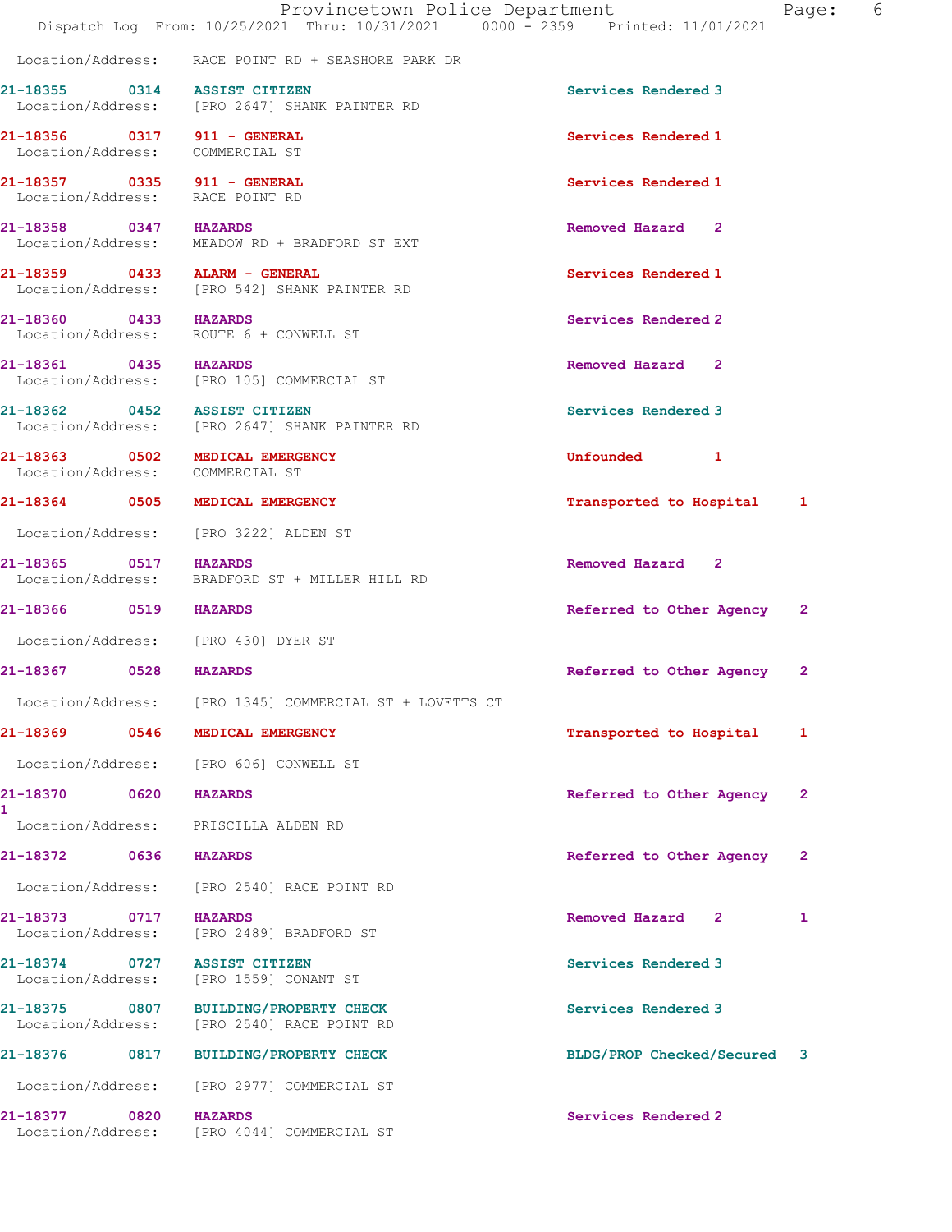Location/Address: RACE POINT RD + SEASHORE PARK DR

| Call Number | Time | Call Reason | Action | Priority | |
|---|---|---|---|---|---|
| 21-18355 | 0314 | ASSIST CITIZEN | Services Rendered | 3 | |
| Location/Address: | | [PRO 2647] SHANK PAINTER RD | | | |
| 21-18356 | 0317 | 911 - GENERAL | Services Rendered | 1 | |
| Location/Address: | | COMMERCIAL ST | | | |
| 21-18357 | 0335 | 911 - GENERAL | Services Rendered | 1 | |
| Location/Address: | | RACE POINT RD | | | |
| 21-18358 | 0347 | HAZARDS | Removed Hazard | 2 | |
| Location/Address: | | MEADOW RD + BRADFORD ST EXT | | | |
| 21-18359 | 0433 | ALARM - GENERAL | Services Rendered | 1 | |
| Location/Address: | | [PRO 542] SHANK PAINTER RD | | | |
| 21-18360 | 0433 | HAZARDS | Services Rendered | 2 | |
| Location/Address: | | ROUTE 6 + CONWELL ST | | | |
| 21-18361 | 0435 | HAZARDS | Removed Hazard | 2 | |
| Location/Address: | | [PRO 105] COMMERCIAL ST | | | |
| 21-18362 | 0452 | ASSIST CITIZEN | Services Rendered | 3 | |
| Location/Address: | | [PRO 2647] SHANK PAINTER RD | | | |
| 21-18363 | 0502 | MEDICAL EMERGENCY | Unfounded | 1 | |
| Location/Address: | | COMMERCIAL ST | | | |
| 21-18364 | 0505 | MEDICAL EMERGENCY | Transported to Hospital | 1 | |
| Location/Address: | | [PRO 3222] ALDEN ST | | | |
| 21-18365 | 0517 | HAZARDS | Removed Hazard | 2 | |
| Location/Address: | | BRADFORD ST + MILLER HILL RD | | | |
| 21-18366 | 0519 | HAZARDS | Referred to Other Agency | 2 | |
| Location/Address: | | [PRO 430] DYER ST | | | |
| 21-18367 | 0528 | HAZARDS | Referred to Other Agency | 2 | |
| Location/Address: | | [PRO 1345] COMMERCIAL ST + LOVETTS CT | | | |
| 21-18369 | 0546 | MEDICAL EMERGENCY | Transported to Hospital | 1 | |
| Location/Address: | | [PRO 606] CONWELL ST | | | |
| 21-18370 1 | 0620 | HAZARDS | Referred to Other Agency | 2 | |
| Location/Address: | | PRISCILLA ALDEN RD | | | |
| 21-18372 | 0636 | HAZARDS | Referred to Other Agency | 2 | |
| Location/Address: | | [PRO 2540] RACE POINT RD | | | |
| 21-18373 | 0717 | HAZARDS | Removed Hazard | 2 | 1 |
| Location/Address: | | [PRO 2489] BRADFORD ST | | | |
| 21-18374 | 0727 | ASSIST CITIZEN | Services Rendered | 3 | |
| Location/Address: | | [PRO 1559] CONANT ST | | | |
| 21-18375 | 0807 | BUILDING/PROPERTY CHECK | Services Rendered | 3 | |
| Location/Address: | | [PRO 2540] RACE POINT RD | | | |
| 21-18376 | 0817 | BUILDING/PROPERTY CHECK | BLDG/PROP Checked/Secured | 3 | |
| Location/Address: | | [PRO 2977] COMMERCIAL ST | | | |
| 21-18377 | 0820 | HAZARDS | Services Rendered | 2 | |
| Location/Address: | | [PRO 4044] COMMERCIAL ST | | | |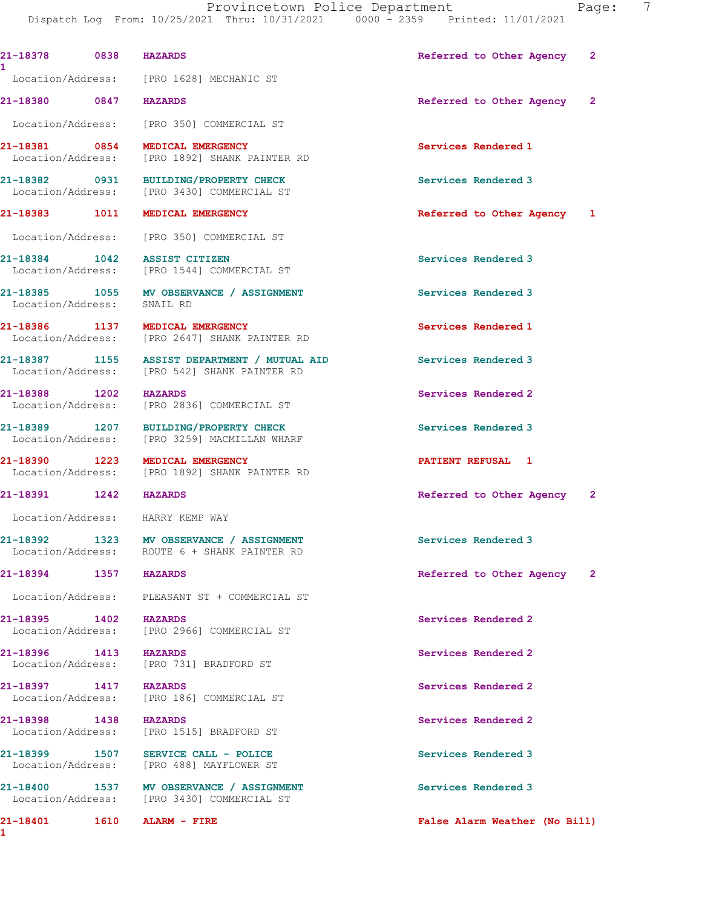21-18378 0838 HAZARDS Referred to Other Agency 2
1
Location/Address: [PRO 1628] MECHANIC ST

21-18380 0847 HAZARDS Referred to Other Agency 2

Location/Address: [PRO 350] COMMERCIAL ST

21-18381 0854 MEDICAL EMERGENCY Services Rendered 1
Location/Address: [PRO 1892] SHANK PAINTER RD

21-18382 0931 BUILDING/PROPERTY CHECK Services Rendered 3
Location/Address: [PRO 3430] COMMERCIAL ST

21-18383 1011 MEDICAL EMERGENCY Referred to Other Agency 1

Location/Address: [PRO 350] COMMERCIAL ST

21-18384 1042 ASSIST CITIZEN Services Rendered 3
Location/Address: [PRO 1544] COMMERCIAL ST

21-18385 1055 MV OBSERVANCE / ASSIGNMENT Services Rendered 3
Location/Address: SNAIL RD

21-18386 1137 MEDICAL EMERGENCY Services Rendered 1
Location/Address: [PRO 2647] SHANK PAINTER RD

21-18387 1155 ASSIST DEPARTMENT / MUTUAL AID Services Rendered 3
Location/Address: [PRO 542] SHANK PAINTER RD

21-18388 1202 HAZARDS Services Rendered 2
Location/Address: [PRO 2836] COMMERCIAL ST

21-18389 1207 BUILDING/PROPERTY CHECK Services Rendered 3
Location/Address: [PRO 3259] MACMILLAN WHARF

21-18390 1223 MEDICAL EMERGENCY PATIENT REFUSAL 1
Location/Address: [PRO 1892] SHANK PAINTER RD

21-18391 1242 HAZARDS Referred to Other Agency 2

Location/Address: HARRY KEMP WAY

21-18392 1323 MV OBSERVANCE / ASSIGNMENT Services Rendered 3
Location/Address: ROUTE 6 + SHANK PAINTER RD

21-18394 1357 HAZARDS Referred to Other Agency 2

Location/Address: PLEASANT ST + COMMERCIAL ST

21-18395 1402 HAZARDS Services Rendered 2
Location/Address: [PRO 2966] COMMERCIAL ST

21-18396 1413 HAZARDS Services Rendered 2
Location/Address: [PRO 731] BRADFORD ST

21-18397 1417 HAZARDS Services Rendered 2
Location/Address: [PRO 186] COMMERCIAL ST

21-18398 1438 HAZARDS Services Rendered 2
Location/Address: [PRO 1515] BRADFORD ST

21-18399 1507 SERVICE CALL - POLICE Services Rendered 3
Location/Address: [PRO 488] MAYFLOWER ST

21-18400 1537 MV OBSERVANCE / ASSIGNMENT Services Rendered 3
Location/Address: [PRO 3430] COMMERCIAL ST

21-18401 1610 ALARM - FIRE False Alarm Weather (No Bill)
1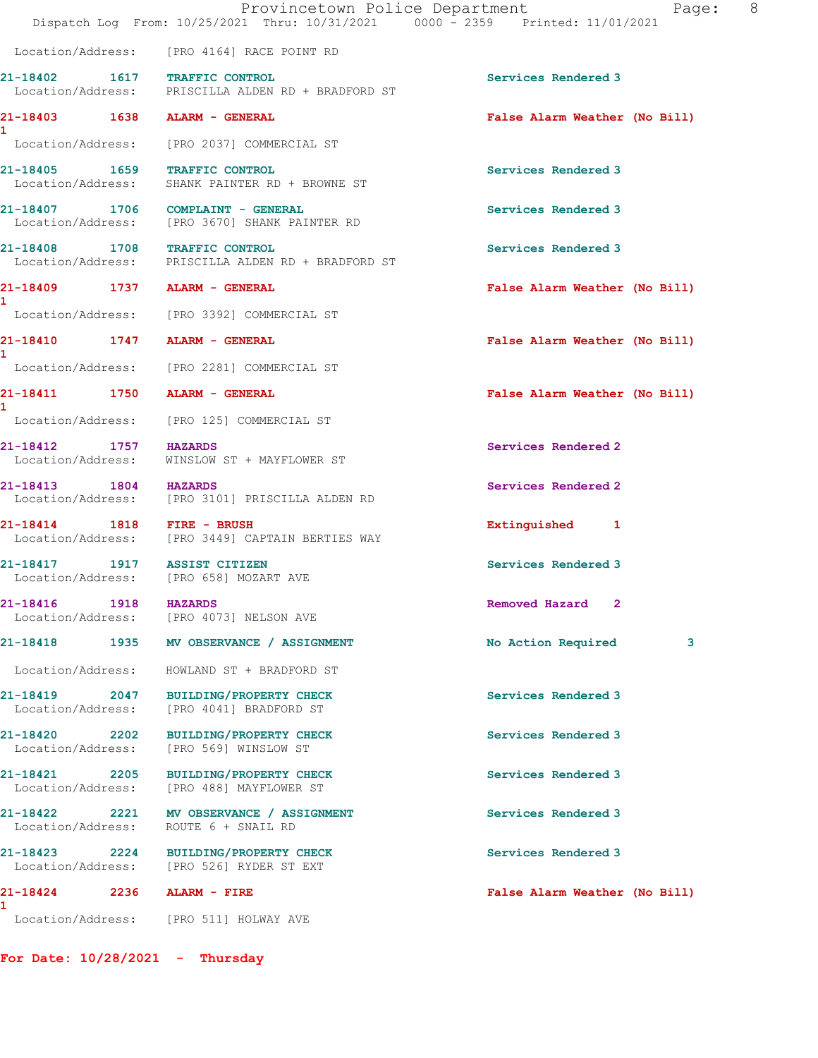Location/Address: [PRO 4164] RACE POINT RD

21-18402 1617 TRAFFIC CONTROL Services Rendered 3
Location/Address: PRISCILLA ALDEN RD + BRADFORD ST

21-18403 1638 ALARM - GENERAL False Alarm Weather (No Bill) 1
Location/Address: [PRO 2037] COMMERCIAL ST

21-18405 1659 TRAFFIC CONTROL Services Rendered 3
Location/Address: SHANK PAINTER RD + BROWNE ST

21-18407 1706 COMPLAINT - GENERAL Services Rendered 3
Location/Address: [PRO 3670] SHANK PAINTER RD

21-18408 1708 TRAFFIC CONTROL Services Rendered 3
Location/Address: PRISCILLA ALDEN RD + BRADFORD ST

21-18409 1737 ALARM - GENERAL False Alarm Weather (No Bill) 1
Location/Address: [PRO 3392] COMMERCIAL ST

21-18410 1747 ALARM - GENERAL False Alarm Weather (No Bill) 1
Location/Address: [PRO 2281] COMMERCIAL ST

21-18411 1750 ALARM - GENERAL False Alarm Weather (No Bill) 1
Location/Address: [PRO 125] COMMERCIAL ST

21-18412 1757 HAZARDS Services Rendered 2
Location/Address: WINSLOW ST + MAYFLOWER ST

21-18413 1804 HAZARDS Services Rendered 2
Location/Address: [PRO 3101] PRISCILLA ALDEN RD

21-18414 1818 FIRE - BRUSH Extinguished 1
Location/Address: [PRO 3449] CAPTAIN BERTIES WAY

21-18417 1917 ASSIST CITIZEN Services Rendered 3
Location/Address: [PRO 658] MOZART AVE

21-18416 1918 HAZARDS Removed Hazard 2
Location/Address: [PRO 4073] NELSON AVE

21-18418 1935 MV OBSERVANCE / ASSIGNMENT No Action Required 3
Location/Address: HOWLAND ST + BRADFORD ST

21-18419 2047 BUILDING/PROPERTY CHECK Services Rendered 3
Location/Address: [PRO 4041] BRADFORD ST

21-18420 2202 BUILDING/PROPERTY CHECK Services Rendered 3
Location/Address: [PRO 569] WINSLOW ST

21-18421 2205 BUILDING/PROPERTY CHECK Services Rendered 3
Location/Address: [PRO 488] MAYFLOWER ST

21-18422 2221 MV OBSERVANCE / ASSIGNMENT Services Rendered 3
Location/Address: ROUTE 6 + SNAIL RD

21-18423 2224 BUILDING/PROPERTY CHECK Services Rendered 3
Location/Address: [PRO 526] RYDER ST EXT

21-18424 2236 ALARM - FIRE False Alarm Weather (No Bill) 1
Location/Address: [PRO 511] HOLWAY AVE

**For Date: 10/28/2021 - Thursday**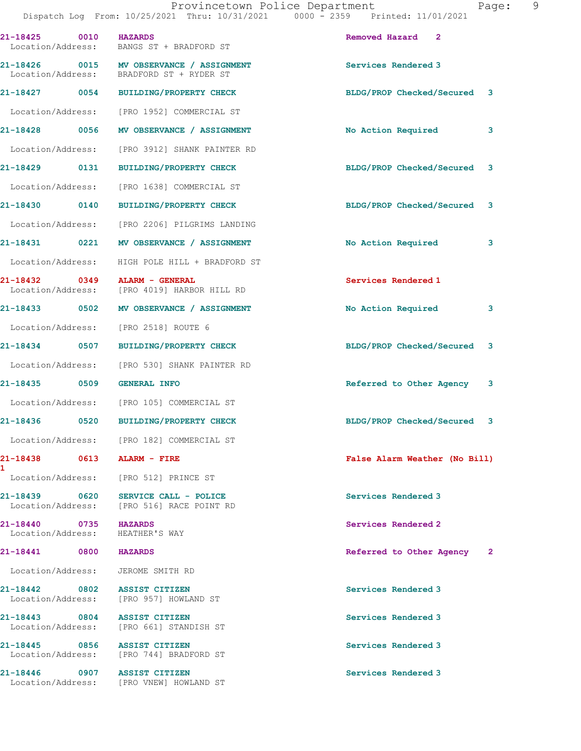| Call Number | Time | Call Reason | Action | Priority |
|---|---|---|---|---|
| 21-18425 | 0010 | HAZARDS | Removed Hazard | 2 |
| Location/Address: | | BANGS ST + BRADFORD ST | | |
| 21-18426 | 0015 | MV OBSERVANCE / ASSIGNMENT | Services Rendered | 3 |
| Location/Address: | | BRADFORD ST + RYDER ST | | |
| 21-18427 | 0054 | BUILDING/PROPERTY CHECK | BLDG/PROP Checked/Secured | 3 |
| Location/Address: | | [PRO 1952] COMMERCIAL ST | | |
| 21-18428 | 0056 | MV OBSERVANCE / ASSIGNMENT | No Action Required | 3 |
| Location/Address: | | [PRO 3912] SHANK PAINTER RD | | |
| 21-18429 | 0131 | BUILDING/PROPERTY CHECK | BLDG/PROP Checked/Secured | 3 |
| Location/Address: | | [PRO 1638] COMMERCIAL ST | | |
| 21-18430 | 0140 | BUILDING/PROPERTY CHECK | BLDG/PROP Checked/Secured | 3 |
| Location/Address: | | [PRO 2206] PILGRIMS LANDING | | |
| 21-18431 | 0221 | MV OBSERVANCE / ASSIGNMENT | No Action Required | 3 |
| Location/Address: | | HIGH POLE HILL + BRADFORD ST | | |
| 21-18432 | 0349 | ALARM - GENERAL | Services Rendered | 1 |
| Location/Address: | | [PRO 4019] HARBOR HILL RD | | |
| 21-18433 | 0502 | MV OBSERVANCE / ASSIGNMENT | No Action Required | 3 |
| Location/Address: | | [PRO 2518] ROUTE 6 | | |
| 21-18434 | 0507 | BUILDING/PROPERTY CHECK | BLDG/PROP Checked/Secured | 3 |
| Location/Address: | | [PRO 530] SHANK PAINTER RD | | |
| 21-18435 | 0509 | GENERAL INFO | Referred to Other Agency | 3 |
| Location/Address: | | [PRO 105] COMMERCIAL ST | | |
| 21-18436 | 0520 | BUILDING/PROPERTY CHECK | BLDG/PROP Checked/Secured | 3 |
| Location/Address: | | [PRO 182] COMMERCIAL ST | | |
| 21-18438 | 0613 | ALARM - FIRE | False Alarm Weather (No Bill) | 1 |
| Location/Address: | | [PRO 512] PRINCE ST | | |
| 21-18439 | 0620 | SERVICE CALL - POLICE | Services Rendered | 3 |
| Location/Address: | | [PRO 516] RACE POINT RD | | |
| 21-18440 | 0735 | HAZARDS | Services Rendered | 2 |
| Location/Address: | | HEATHER'S WAY | | |
| 21-18441 | 0800 | HAZARDS | Referred to Other Agency | 2 |
| Location/Address: | | JEROME SMITH RD | | |
| 21-18442 | 0802 | ASSIST CITIZEN | Services Rendered | 3 |
| Location/Address: | | [PRO 957] HOWLAND ST | | |
| 21-18443 | 0804 | ASSIST CITIZEN | Services Rendered | 3 |
| Location/Address: | | [PRO 661] STANDISH ST | | |
| 21-18445 | 0856 | ASSIST CITIZEN | Services Rendered | 3 |
| Location/Address: | | [PRO 744] BRADFORD ST | | |
| 21-18446 | 0907 | ASSIST CITIZEN | Services Rendered | 3 |
| Location/Address: | | [PRO VNEW] HOWLAND ST | | |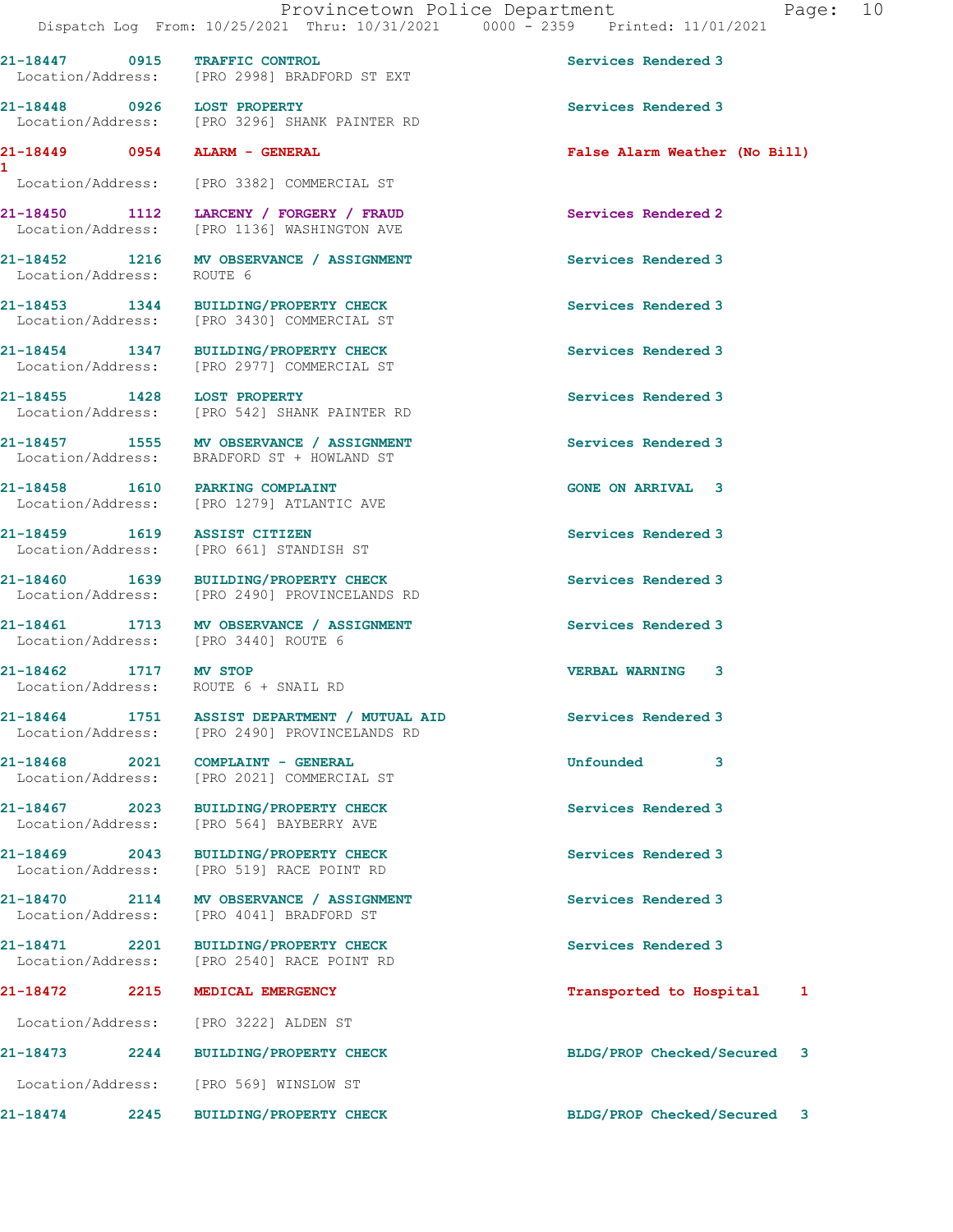Provincetown Police Department
Dispatch Log From: 10/25/2021 Thru: 10/31/2021 0000 - 2359 Printed: 11/01/2021

21-18447 0915 TRAFFIC CONTROL Services Rendered 3
Location/Address: [PRO 2998] BRADFORD ST EXT

21-18448 0926 LOST PROPERTY Services Rendered 3
Location/Address: [PRO 3296] SHANK PAINTER RD

21-18449 0954 ALARM - GENERAL False Alarm Weather (No Bill) 1
Location/Address: [PRO 3382] COMMERCIAL ST

21-18450 1112 LARCENY / FORGERY / FRAUD Services Rendered 2
Location/Address: [PRO 1136] WASHINGTON AVE

21-18452 1216 MV OBSERVANCE / ASSIGNMENT Services Rendered 3
Location/Address: ROUTE 6

21-18453 1344 BUILDING/PROPERTY CHECK Services Rendered 3
Location/Address: [PRO 3430] COMMERCIAL ST

21-18454 1347 BUILDING/PROPERTY CHECK Services Rendered 3
Location/Address: [PRO 2977] COMMERCIAL ST

21-18455 1428 LOST PROPERTY Services Rendered 3
Location/Address: [PRO 542] SHANK PAINTER RD

21-18457 1555 MV OBSERVANCE / ASSIGNMENT Services Rendered 3
Location/Address: BRADFORD ST + HOWLAND ST

21-18458 1610 PARKING COMPLAINT GONE ON ARRIVAL 3
Location/Address: [PRO 1279] ATLANTIC AVE

21-18459 1619 ASSIST CITIZEN Services Rendered 3
Location/Address: [PRO 661] STANDISH ST

21-18460 1639 BUILDING/PROPERTY CHECK Services Rendered 3
Location/Address: [PRO 2490] PROVINCELANDS RD

21-18461 1713 MV OBSERVANCE / ASSIGNMENT Services Rendered 3
Location/Address: [PRO 3440] ROUTE 6

21-18462 1717 MV STOP VERBAL WARNING 3
Location/Address: ROUTE 6 + SNAIL RD

21-18464 1751 ASSIST DEPARTMENT / MUTUAL AID Services Rendered 3
Location/Address: [PRO 2490] PROVINCELANDS RD

21-18468 2021 COMPLAINT - GENERAL Unfounded 3
Location/Address: [PRO 2021] COMMERCIAL ST

21-18467 2023 BUILDING/PROPERTY CHECK Services Rendered 3
Location/Address: [PRO 564] BAYBERRY AVE

21-18469 2043 BUILDING/PROPERTY CHECK Services Rendered 3
Location/Address: [PRO 519] RACE POINT RD

21-18470 2114 MV OBSERVANCE / ASSIGNMENT Services Rendered 3
Location/Address: [PRO 4041] BRADFORD ST

21-18471 2201 BUILDING/PROPERTY CHECK Services Rendered 3
Location/Address: [PRO 2540] RACE POINT RD

21-18472 2215 MEDICAL EMERGENCY Transported to Hospital 1
Location/Address: [PRO 3222] ALDEN ST

21-18473 2244 BUILDING/PROPERTY CHECK BLDG/PROP Checked/Secured 3
Location/Address: [PRO 569] WINSLOW ST

21-18474 2245 BUILDING/PROPERTY CHECK BLDG/PROP Checked/Secured 3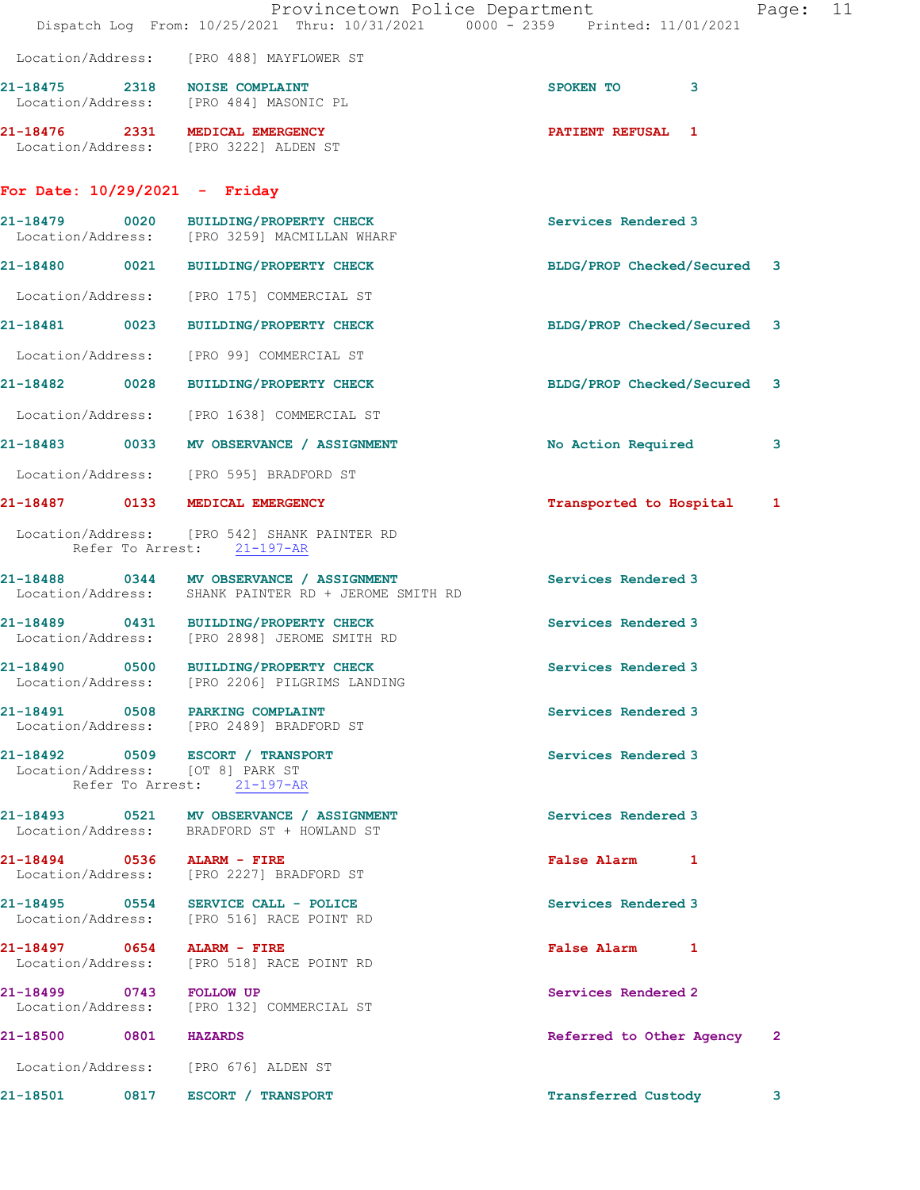Location/Address: [PRO 488] MAYFLOWER ST

**21-18475** 2318 **NOISE COMPLAINT** SPOKEN TO 3
Location/Address: [PRO 484] MASONIC PL

**21-18476** 2331 **MEDICAL EMERGENCY** PATIENT REFUSAL 1
Location/Address: [PRO 3222] ALDEN ST

## For Date: 10/29/2021 - Friday

**21-18479** 0020 **BUILDING/PROPERTY CHECK** Services Rendered 3
Location/Address: [PRO 3259] MACMILLAN WHARF

**21-18480** 0021 **BUILDING/PROPERTY CHECK** BLDG/PROP Checked/Secured 3
Location/Address: [PRO 175] COMMERCIAL ST

**21-18481** 0023 **BUILDING/PROPERTY CHECK** BLDG/PROP Checked/Secured 3
Location/Address: [PRO 99] COMMERCIAL ST

**21-18482** 0028 **BUILDING/PROPERTY CHECK** BLDG/PROP Checked/Secured 3
Location/Address: [PRO 1638] COMMERCIAL ST

**21-18483** 0033 **MV OBSERVANCE / ASSIGNMENT** No Action Required 3
Location/Address: [PRO 595] BRADFORD ST

**21-18487** 0133 **MEDICAL EMERGENCY** Transported to Hospital 1
Location/Address: [PRO 542] SHANK PAINTER RD
Refer To Arrest: 21-197-AR

**21-18488** 0344 **MV OBSERVANCE / ASSIGNMENT** Services Rendered 3
Location/Address: SHANK PAINTER RD + JEROME SMITH RD

**21-18489** 0431 **BUILDING/PROPERTY CHECK** Services Rendered 3
Location/Address: [PRO 2898] JEROME SMITH RD

**21-18490** 0500 **BUILDING/PROPERTY CHECK** Services Rendered 3
Location/Address: [PRO 2206] PILGRIMS LANDING

**21-18491** 0508 **PARKING COMPLAINT** Services Rendered 3
Location/Address: [PRO 2489] BRADFORD ST

**21-18492** 0509 **ESCORT / TRANSPORT** Services Rendered 3
Location/Address: [OT 8] PARK ST
Refer To Arrest: 21-197-AR

**21-18493** 0521 **MV OBSERVANCE / ASSIGNMENT** Services Rendered 3
Location/Address: BRADFORD ST + HOWLAND ST

**21-18494** 0536 **ALARM - FIRE** False Alarm 1
Location/Address: [PRO 2227] BRADFORD ST

**21-18495** 0554 **SERVICE CALL - POLICE** Services Rendered 3
Location/Address: [PRO 516] RACE POINT RD

**21-18497** 0654 **ALARM - FIRE** False Alarm 1
Location/Address: [PRO 518] RACE POINT RD

**21-18499** 0743 **FOLLOW UP** Services Rendered 2
Location/Address: [PRO 132] COMMERCIAL ST

**21-18500** 0801 **HAZARDS** Referred to Other Agency 2
Location/Address: [PRO 676] ALDEN ST

**21-18501** 0817 **ESCORT / TRANSPORT** Transferred Custody 3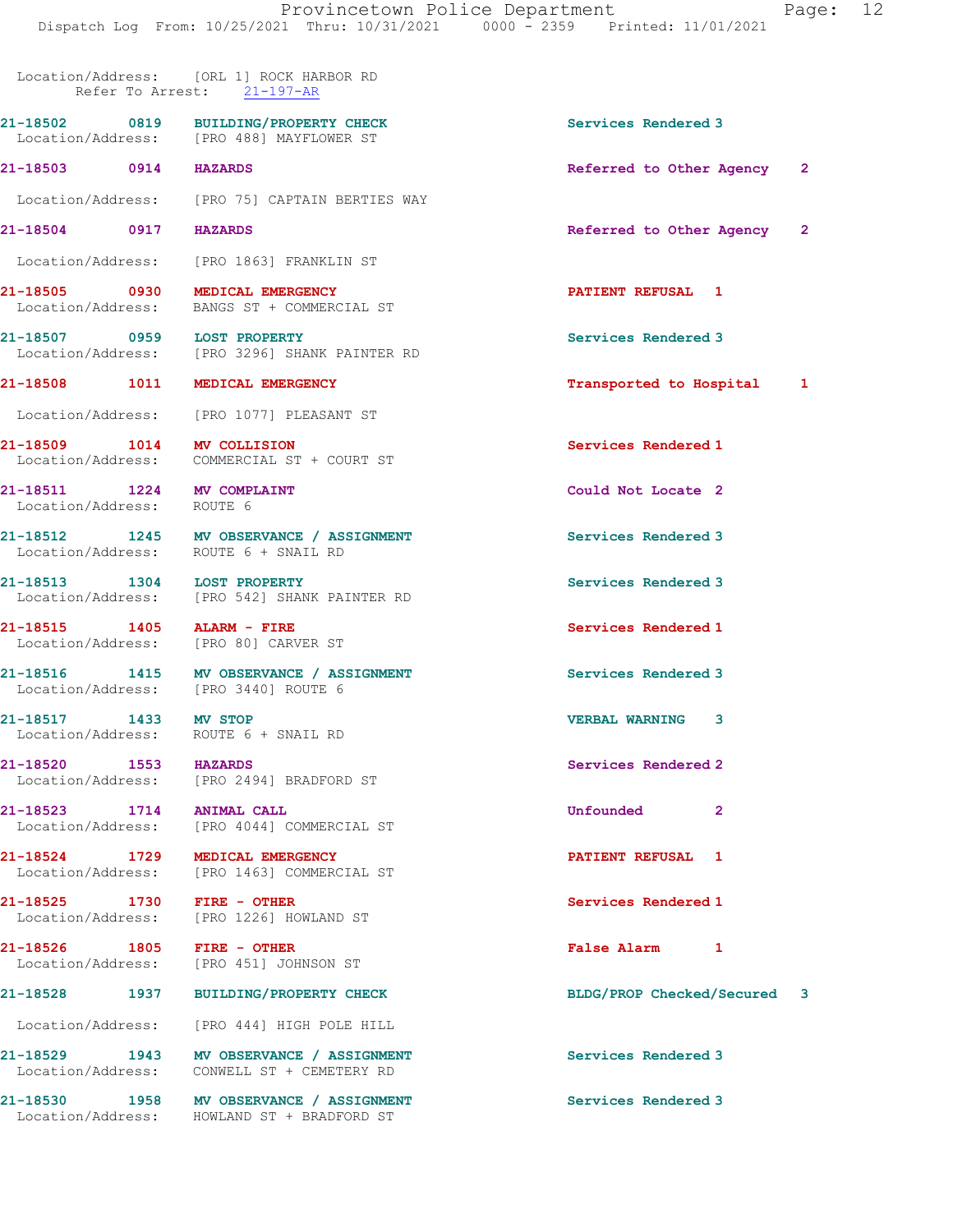Location/Address: [ORL 1] ROCK HARBOR RD
Refer To Arrest: 21-197-AR

**21-18502** 0819 **BUILDING/PROPERTY CHECK** Services Rendered 3
Location/Address: [PRO 488] MAYFLOWER ST

**21-18503** 0914 **HAZARDS** Referred to Other Agency 2
Location/Address: [PRO 75] CAPTAIN BERTIES WAY

**21-18504** 0917 **HAZARDS** Referred to Other Agency 2
Location/Address: [PRO 1863] FRANKLIN ST

**21-18505** 0930 **MEDICAL EMERGENCY** PATIENT REFUSAL 1
Location/Address: BANGS ST + COMMERCIAL ST

**21-18507** 0959 **LOST PROPERTY** Services Rendered 3
Location/Address: [PRO 3296] SHANK PAINTER RD

**21-18508** 1011 **MEDICAL EMERGENCY** Transported to Hospital 1
Location/Address: [PRO 1077] PLEASANT ST

**21-18509** 1014 **MV COLLISION** Services Rendered 1
Location/Address: COMMERCIAL ST + COURT ST

**21-18511** 1224 **MV COMPLAINT** Could Not Locate 2
Location/Address: ROUTE 6

**21-18512** 1245 **MV OBSERVANCE / ASSIGNMENT** Services Rendered 3
Location/Address: ROUTE 6 + SNAIL RD

**21-18513** 1304 **LOST PROPERTY** Services Rendered 3
Location/Address: [PRO 542] SHANK PAINTER RD

**21-18515** 1405 **ALARM - FIRE** Services Rendered 1
Location/Address: [PRO 80] CARVER ST

**21-18516** 1415 **MV OBSERVANCE / ASSIGNMENT** Services Rendered 3
Location/Address: [PRO 3440] ROUTE 6

**21-18517** 1433 **MV STOP** VERBAL WARNING 3
Location/Address: ROUTE 6 + SNAIL RD

**21-18520** 1553 **HAZARDS** Services Rendered 2
Location/Address: [PRO 2494] BRADFORD ST

**21-18523** 1714 **ANIMAL CALL** Unfounded 2
Location/Address: [PRO 4044] COMMERCIAL ST

**21-18524** 1729 **MEDICAL EMERGENCY** PATIENT REFUSAL 1
Location/Address: [PRO 1463] COMMERCIAL ST

**21-18525** 1730 **FIRE - OTHER** Services Rendered 1
Location/Address: [PRO 1226] HOWLAND ST

**21-18526** 1805 **FIRE - OTHER** False Alarm 1
Location/Address: [PRO 451] JOHNSON ST

**21-18528** 1937 **BUILDING/PROPERTY CHECK** BLDG/PROP Checked/Secured 3
Location/Address: [PRO 444] HIGH POLE HILL

**21-18529** 1943 **MV OBSERVANCE / ASSIGNMENT** Services Rendered 3
Location/Address: CONWELL ST + CEMETERY RD

**21-18530** 1958 **MV OBSERVANCE / ASSIGNMENT** Services Rendered 3
Location/Address: HOWLAND ST + BRADFORD ST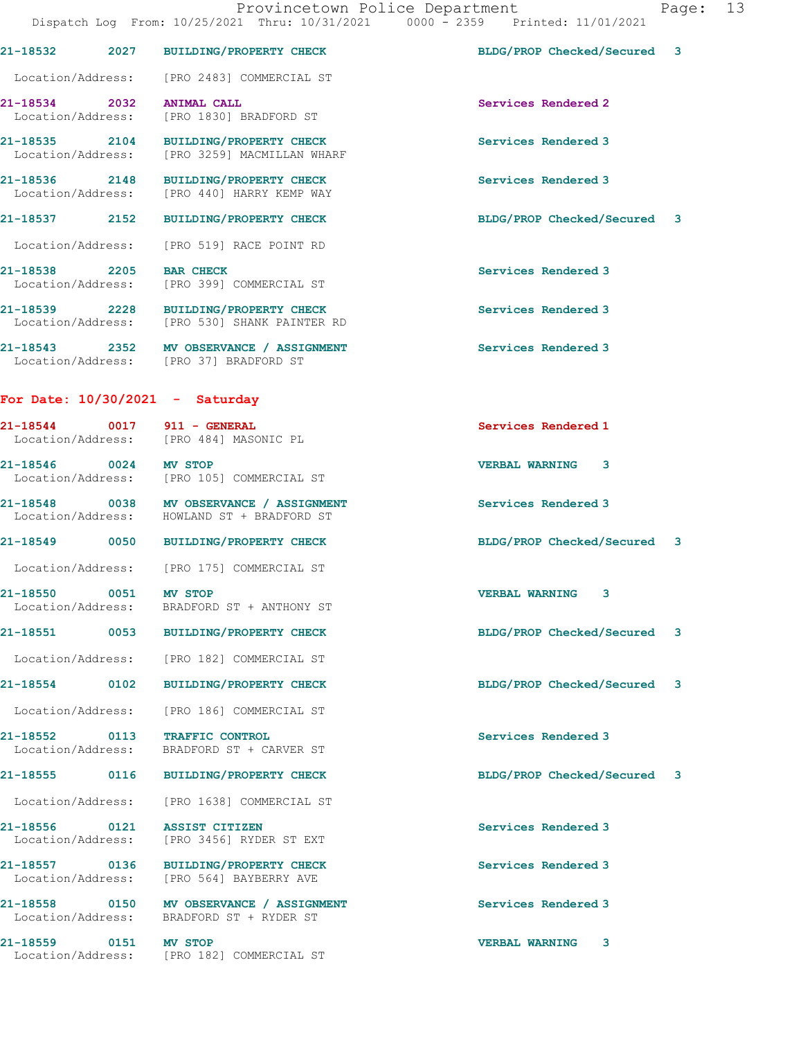21-18532 2027 BUILDING/PROPERTY CHECK BLDG/PROP Checked/Secured 3
Location/Address: [PRO 2483] COMMERCIAL ST

21-18534 2032 ANIMAL CALL Services Rendered 2
Location/Address: [PRO 1830] BRADFORD ST

21-18535 2104 BUILDING/PROPERTY CHECK Services Rendered 3
Location/Address: [PRO 3259] MACMILLAN WHARF

21-18536 2148 BUILDING/PROPERTY CHECK Services Rendered 3
Location/Address: [PRO 440] HARRY KEMP WAY

21-18537 2152 BUILDING/PROPERTY CHECK BLDG/PROP Checked/Secured 3
Location/Address: [PRO 519] RACE POINT RD

21-18538 2205 BAR CHECK Services Rendered 3
Location/Address: [PRO 399] COMMERCIAL ST

21-18539 2228 BUILDING/PROPERTY CHECK Services Rendered 3
Location/Address: [PRO 530] SHANK PAINTER RD

21-18543 2352 MV OBSERVANCE / ASSIGNMENT Services Rendered 3
Location/Address: [PRO 37] BRADFORD ST

## For Date: 10/30/2021 - Saturday

21-18544 0017 911 - GENERAL Services Rendered 1
Location/Address: [PRO 484] MASONIC PL

21-18546 0024 MV STOP VERBAL WARNING 3
Location/Address: [PRO 105] COMMERCIAL ST

21-18548 0038 MV OBSERVANCE / ASSIGNMENT Services Rendered 3
Location/Address: HOWLAND ST + BRADFORD ST

21-18549 0050 BUILDING/PROPERTY CHECK BLDG/PROP Checked/Secured 3
Location/Address: [PRO 175] COMMERCIAL ST

21-18550 0051 MV STOP VERBAL WARNING 3
Location/Address: BRADFORD ST + ANTHONY ST

21-18551 0053 BUILDING/PROPERTY CHECK BLDG/PROP Checked/Secured 3
Location/Address: [PRO 182] COMMERCIAL ST

21-18554 0102 BUILDING/PROPERTY CHECK BLDG/PROP Checked/Secured 3
Location/Address: [PRO 186] COMMERCIAL ST

21-18552 0113 TRAFFIC CONTROL Services Rendered 3
Location/Address: BRADFORD ST + CARVER ST

21-18555 0116 BUILDING/PROPERTY CHECK BLDG/PROP Checked/Secured 3
Location/Address: [PRO 1638] COMMERCIAL ST

21-18556 0121 ASSIST CITIZEN Services Rendered 3
Location/Address: [PRO 3456] RYDER ST EXT

21-18557 0136 BUILDING/PROPERTY CHECK Services Rendered 3
Location/Address: [PRO 564] BAYBERRY AVE

21-18558 0150 MV OBSERVANCE / ASSIGNMENT Services Rendered 3
Location/Address: BRADFORD ST + RYDER ST

21-18559 0151 MV STOP VERBAL WARNING 3
Location/Address: [PRO 182] COMMERCIAL ST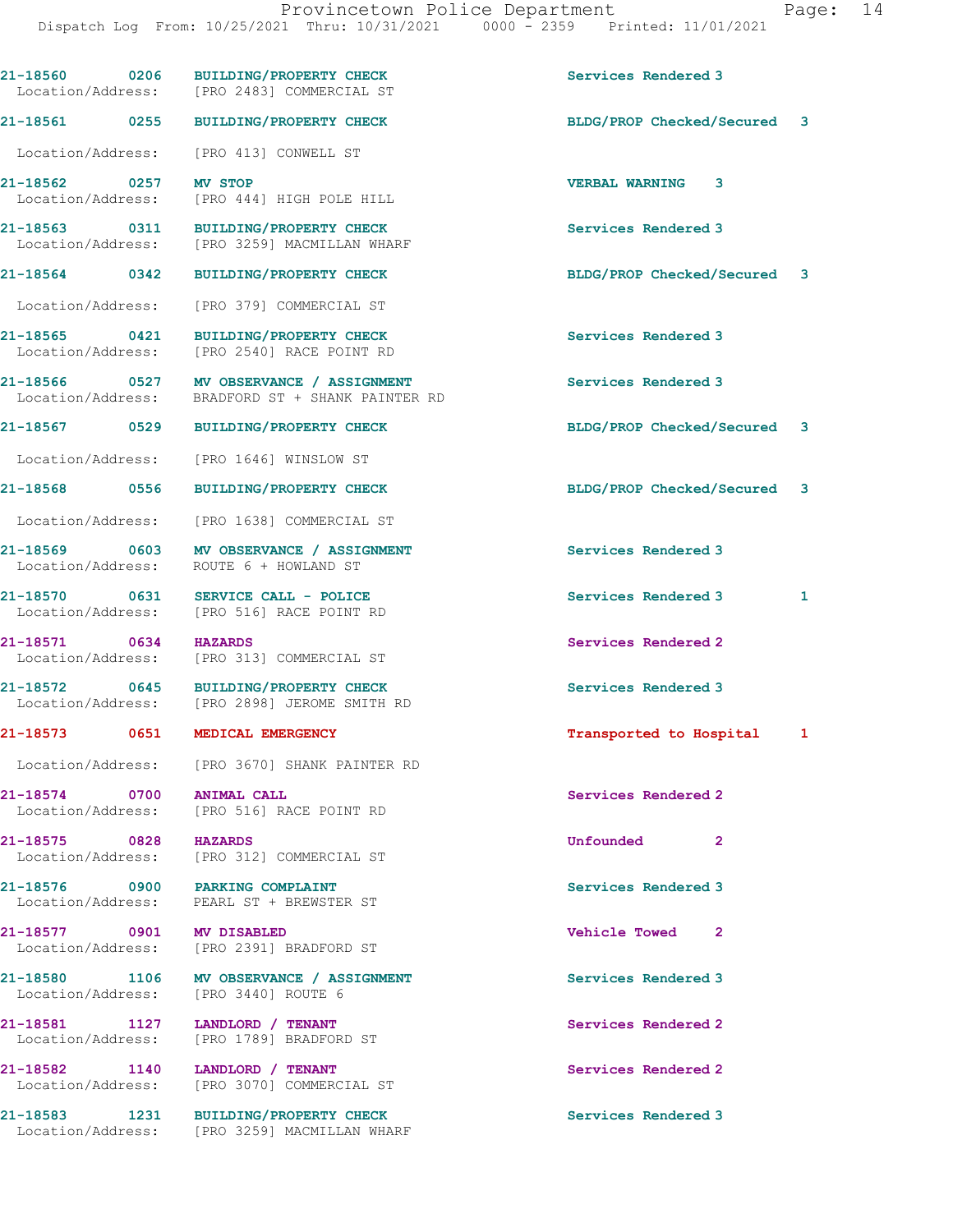21-18560 0206 BUILDING/PROPERTY CHECK Services Rendered 3
Location/Address: [PRO 2483] COMMERCIAL ST

21-18561 0255 BUILDING/PROPERTY CHECK BLDG/PROP Checked/Secured 3
Location/Address: [PRO 413] CONWELL ST

21-18562 0257 MV STOP VERBAL WARNING 3
Location/Address: [PRO 444] HIGH POLE HILL

21-18563 0311 BUILDING/PROPERTY CHECK Services Rendered 3
Location/Address: [PRO 3259] MACMILLAN WHARF

21-18564 0342 BUILDING/PROPERTY CHECK BLDG/PROP Checked/Secured 3
Location/Address: [PRO 379] COMMERCIAL ST

21-18565 0421 BUILDING/PROPERTY CHECK Services Rendered 3
Location/Address: [PRO 2540] RACE POINT RD

21-18566 0527 MV OBSERVANCE / ASSIGNMENT Services Rendered 3
Location/Address: BRADFORD ST + SHANK PAINTER RD

21-18567 0529 BUILDING/PROPERTY CHECK BLDG/PROP Checked/Secured 3
Location/Address: [PRO 1646] WINSLOW ST

21-18568 0556 BUILDING/PROPERTY CHECK BLDG/PROP Checked/Secured 3
Location/Address: [PRO 1638] COMMERCIAL ST

21-18569 0603 MV OBSERVANCE / ASSIGNMENT Services Rendered 3
Location/Address: ROUTE 6 + HOWLAND ST

21-18570 0631 SERVICE CALL - POLICE Services Rendered 3 1
Location/Address: [PRO 516] RACE POINT RD

21-18571 0634 HAZARDS Services Rendered 2
Location/Address: [PRO 313] COMMERCIAL ST

21-18572 0645 BUILDING/PROPERTY CHECK Services Rendered 3
Location/Address: [PRO 2898] JEROME SMITH RD

21-18573 0651 MEDICAL EMERGENCY Transported to Hospital 1
Location/Address: [PRO 3670] SHANK PAINTER RD

21-18574 0700 ANIMAL CALL Services Rendered 2
Location/Address: [PRO 516] RACE POINT RD

21-18575 0828 HAZARDS Unfounded 2
Location/Address: [PRO 312] COMMERCIAL ST

21-18576 0900 PARKING COMPLAINT Services Rendered 3
Location/Address: PEARL ST + BREWSTER ST

21-18577 0901 MV DISABLED Vehicle Towed 2
Location/Address: [PRO 2391] BRADFORD ST

21-18580 1106 MV OBSERVANCE / ASSIGNMENT Services Rendered 3
Location/Address: [PRO 3440] ROUTE 6

21-18581 1127 LANDLORD / TENANT Services Rendered 2
Location/Address: [PRO 1789] BRADFORD ST

21-18582 1140 LANDLORD / TENANT Services Rendered 2
Location/Address: [PRO 3070] COMMERCIAL ST

21-18583 1231 BUILDING/PROPERTY CHECK Services Rendered 3
Location/Address: [PRO 3259] MACMILLAN WHARF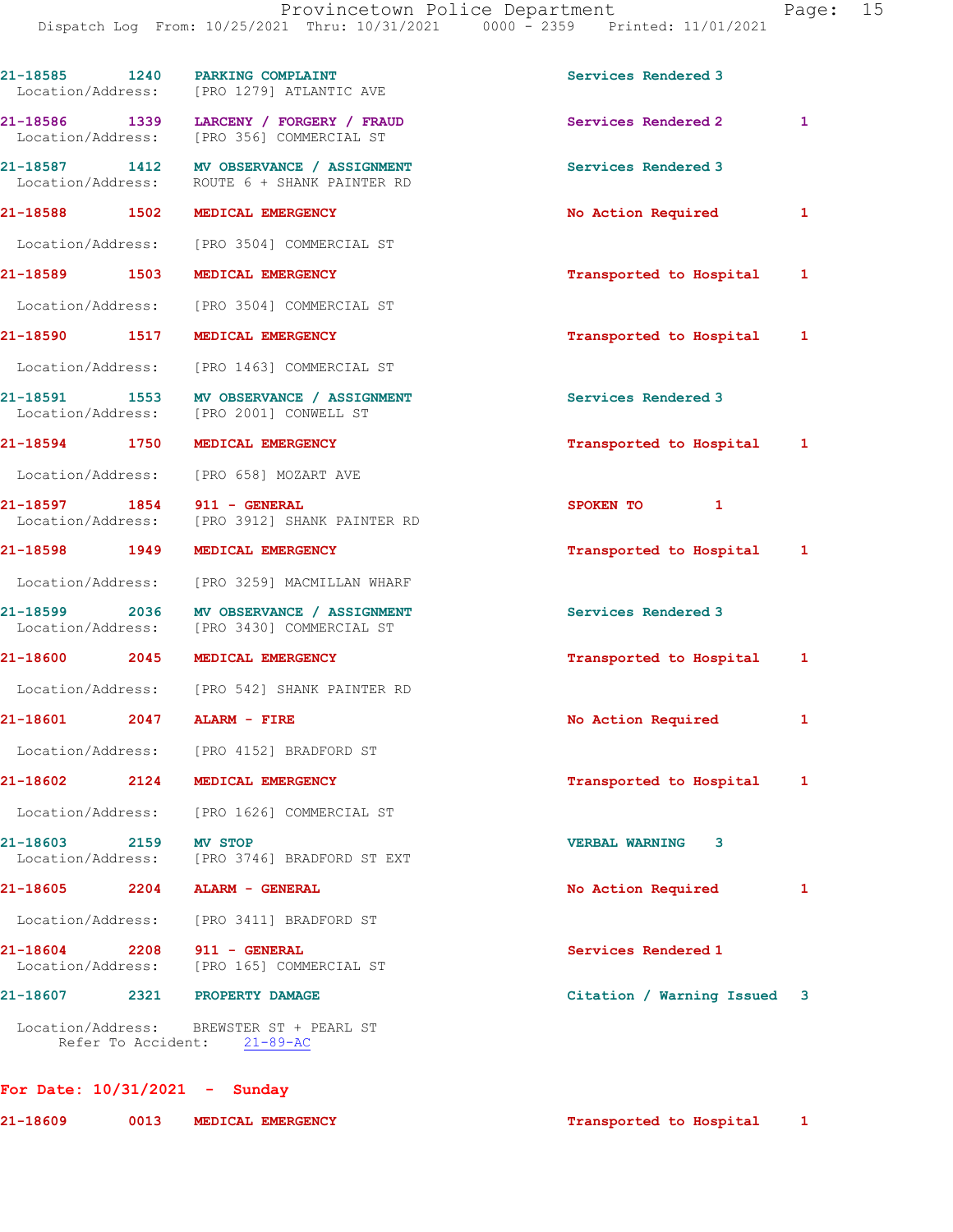21-18585 1240 PARKING COMPLAINT Services Rendered 3
Location/Address: [PRO 1279] ATLANTIC AVE

21-18586 1339 LARCENY / FORGERY / FRAUD Services Rendered 2 1
Location/Address: [PRO 356] COMMERCIAL ST

21-18587 1412 MV OBSERVANCE / ASSIGNMENT Services Rendered 3
Location/Address: ROUTE 6 + SHANK PAINTER RD

21-18588 1502 MEDICAL EMERGENCY No Action Required 1
Location/Address: [PRO 3504] COMMERCIAL ST

21-18589 1503 MEDICAL EMERGENCY Transported to Hospital 1
Location/Address: [PRO 3504] COMMERCIAL ST

21-18590 1517 MEDICAL EMERGENCY Transported to Hospital 1
Location/Address: [PRO 1463] COMMERCIAL ST

21-18591 1553 MV OBSERVANCE / ASSIGNMENT Services Rendered 3
Location/Address: [PRO 2001] CONWELL ST

21-18594 1750 MEDICAL EMERGENCY Transported to Hospital 1
Location/Address: [PRO 658] MOZART AVE

21-18597 1854 911 - GENERAL SPOKEN TO 1
Location/Address: [PRO 3912] SHANK PAINTER RD

21-18598 1949 MEDICAL EMERGENCY Transported to Hospital 1
Location/Address: [PRO 3259] MACMILLAN WHARF

21-18599 2036 MV OBSERVANCE / ASSIGNMENT Services Rendered 3
Location/Address: [PRO 3430] COMMERCIAL ST

21-18600 2045 MEDICAL EMERGENCY Transported to Hospital 1
Location/Address: [PRO 542] SHANK PAINTER RD

21-18601 2047 ALARM - FIRE No Action Required 1
Location/Address: [PRO 4152] BRADFORD ST

21-18602 2124 MEDICAL EMERGENCY Transported to Hospital 1
Location/Address: [PRO 1626] COMMERCIAL ST

21-18603 2159 MV STOP VERBAL WARNING 3
Location/Address: [PRO 3746] BRADFORD ST EXT

21-18605 2204 ALARM - GENERAL No Action Required 1
Location/Address: [PRO 3411] BRADFORD ST

21-18604 2208 911 - GENERAL Services Rendered 1
Location/Address: [PRO 165] COMMERCIAL ST

21-18607 2321 PROPERTY DAMAGE Citation / Warning Issued 3
Location/Address: BREWSTER ST + PEARL ST
Refer To Accident: 21-89-AC

**For Date: 10/31/2021 - Sunday**

21-18609 0013 MEDICAL EMERGENCY Transported to Hospital 1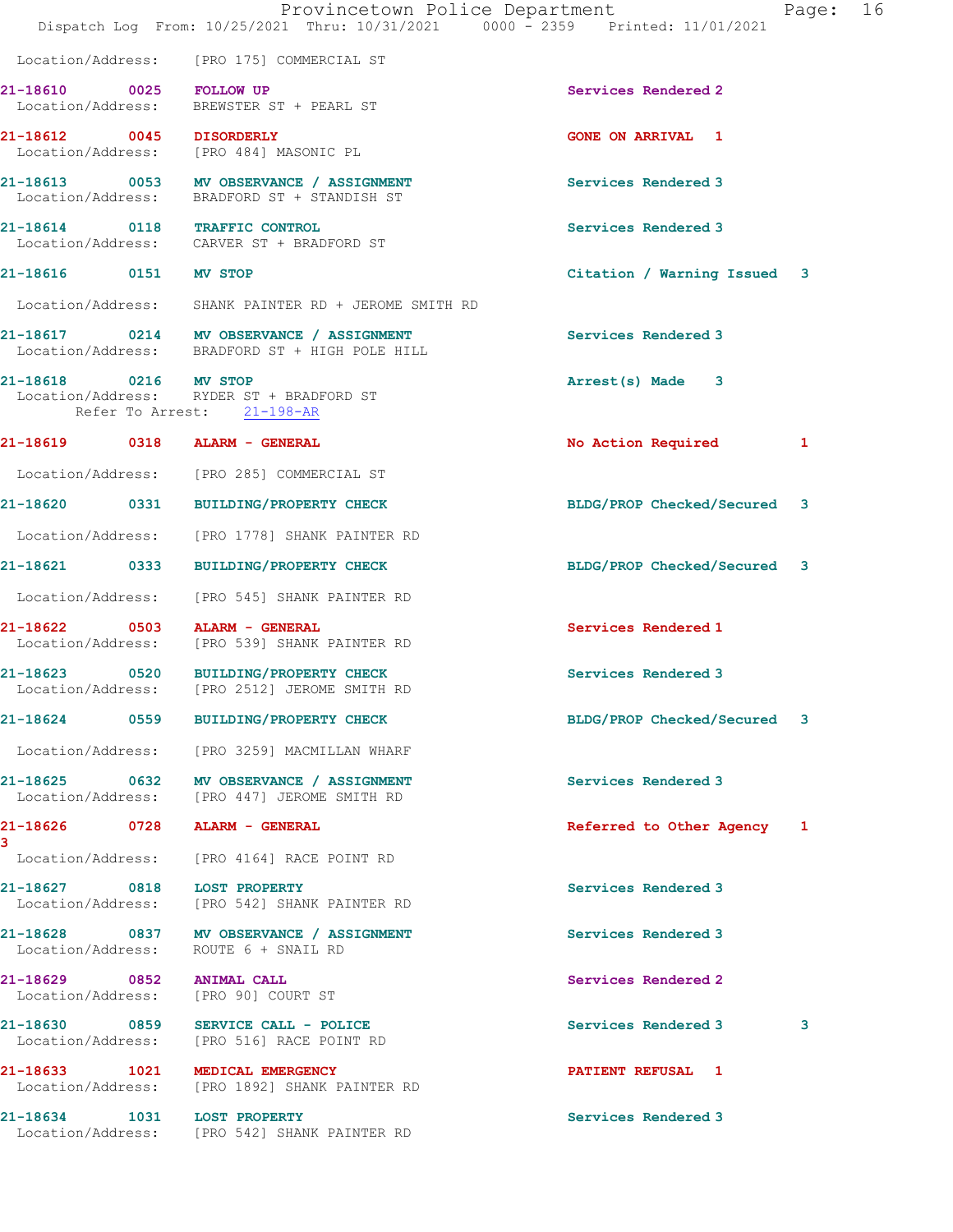Location/Address: [PRO 175] COMMERCIAL ST

**21-18610** 0025 **FOLLOW UP** Services Rendered 2
Location/Address: BREWSTER ST + PEARL ST

**21-18612** 0045 **DISORDERLY** GONE ON ARRIVAL 1
Location/Address: [PRO 484] MASONIC PL

**21-18613** 0053 **MV OBSERVANCE / ASSIGNMENT** Services Rendered 3
Location/Address: BRADFORD ST + STANDISH ST

**21-18614** 0118 **TRAFFIC CONTROL** Services Rendered 3
Location/Address: CARVER ST + BRADFORD ST

**21-18616** 0151 **MV STOP** Citation / Warning Issued 3
Location/Address: SHANK PAINTER RD + JEROME SMITH RD

**21-18617** 0214 **MV OBSERVANCE / ASSIGNMENT** Services Rendered 3
Location/Address: BRADFORD ST + HIGH POLE HILL

**21-18618** 0216 **MV STOP** Arrest(s) Made 3
Location/Address: RYDER ST + BRADFORD ST
Refer To Arrest: 21-198-AR

**21-18619** 0318 **ALARM - GENERAL** No Action Required 1
Location/Address: [PRO 285] COMMERCIAL ST

**21-18620** 0331 **BUILDING/PROPERTY CHECK** BLDG/PROP Checked/Secured 3
Location/Address: [PRO 1778] SHANK PAINTER RD

**21-18621** 0333 **BUILDING/PROPERTY CHECK** BLDG/PROP Checked/Secured 3
Location/Address: [PRO 545] SHANK PAINTER RD

**21-18622** 0503 **ALARM - GENERAL** Services Rendered 1
Location/Address: [PRO 539] SHANK PAINTER RD

**21-18623** 0520 **BUILDING/PROPERTY CHECK** Services Rendered 3
Location/Address: [PRO 2512] JEROME SMITH RD

**21-18624** 0559 **BUILDING/PROPERTY CHECK** BLDG/PROP Checked/Secured 3
Location/Address: [PRO 3259] MACMILLAN WHARF

**21-18625** 0632 **MV OBSERVANCE / ASSIGNMENT** Services Rendered 3
Location/Address: [PRO 447] JEROME SMITH RD

**21-18626** 0728 **ALARM - GENERAL** Referred to Other Agency 1
3
Location/Address: [PRO 4164] RACE POINT RD

**21-18627** 0818 **LOST PROPERTY** Services Rendered 3
Location/Address: [PRO 542] SHANK PAINTER RD

**21-18628** 0837 **MV OBSERVANCE / ASSIGNMENT** Services Rendered 3
Location/Address: ROUTE 6 + SNAIL RD

**21-18629** 0852 **ANIMAL CALL** Services Rendered 2
Location/Address: [PRO 90] COURT ST

**21-18630** 0859 **SERVICE CALL - POLICE** Services Rendered 3 3
Location/Address: [PRO 516] RACE POINT RD

**21-18633** 1021 **MEDICAL EMERGENCY** PATIENT REFUSAL 1
Location/Address: [PRO 1892] SHANK PAINTER RD

**21-18634** 1031 **LOST PROPERTY** Services Rendered 3
Location/Address: [PRO 542] SHANK PAINTER RD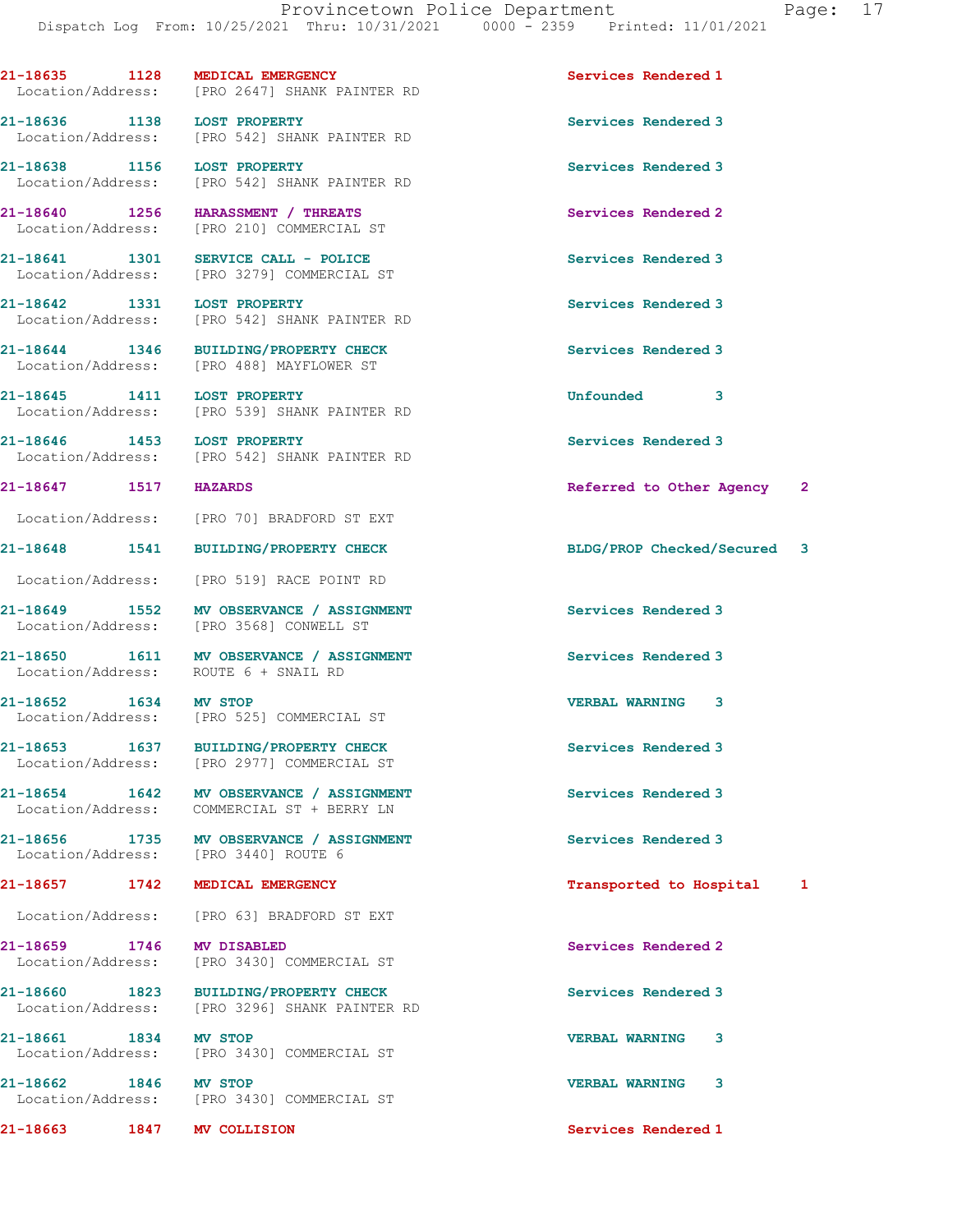21-18635 1128 MEDICAL EMERGENCY Services Rendered 1
Location/Address: [PRO 2647] SHANK PAINTER RD

21-18636 1138 LOST PROPERTY Services Rendered 3
Location/Address: [PRO 542] SHANK PAINTER RD

21-18638 1156 LOST PROPERTY Services Rendered 3
Location/Address: [PRO 542] SHANK PAINTER RD

21-18640 1256 HARASSMENT / THREATS Services Rendered 2
Location/Address: [PRO 210] COMMERCIAL ST

21-18641 1301 SERVICE CALL - POLICE Services Rendered 3
Location/Address: [PRO 3279] COMMERCIAL ST

21-18642 1331 LOST PROPERTY Services Rendered 3
Location/Address: [PRO 542] SHANK PAINTER RD

21-18644 1346 BUILDING/PROPERTY CHECK Services Rendered 3
Location/Address: [PRO 488] MAYFLOWER ST

21-18645 1411 LOST PROPERTY Unfounded 3
Location/Address: [PRO 539] SHANK PAINTER RD

21-18646 1453 LOST PROPERTY Services Rendered 3
Location/Address: [PRO 542] SHANK PAINTER RD

21-18647 1517 HAZARDS Referred to Other Agency 2
Location/Address: [PRO 70] BRADFORD ST EXT

21-18648 1541 BUILDING/PROPERTY CHECK BLDG/PROP Checked/Secured 3
Location/Address: [PRO 519] RACE POINT RD

21-18649 1552 MV OBSERVANCE / ASSIGNMENT Services Rendered 3
Location/Address: [PRO 3568] CONWELL ST

21-18650 1611 MV OBSERVANCE / ASSIGNMENT Services Rendered 3
Location/Address: ROUTE 6 + SNAIL RD

21-18652 1634 MV STOP VERBAL WARNING 3
Location/Address: [PRO 525] COMMERCIAL ST

21-18653 1637 BUILDING/PROPERTY CHECK Services Rendered 3
Location/Address: [PRO 2977] COMMERCIAL ST

21-18654 1642 MV OBSERVANCE / ASSIGNMENT Services Rendered 3
Location/Address: COMMERCIAL ST + BERRY LN

21-18656 1735 MV OBSERVANCE / ASSIGNMENT Services Rendered 3
Location/Address: [PRO 3440] ROUTE 6

21-18657 1742 MEDICAL EMERGENCY Transported to Hospital 1
Location/Address: [PRO 63] BRADFORD ST EXT

21-18659 1746 MV DISABLED Services Rendered 2
Location/Address: [PRO 3430] COMMERCIAL ST

21-18660 1823 BUILDING/PROPERTY CHECK Services Rendered 3
Location/Address: [PRO 3296] SHANK PAINTER RD

21-18661 1834 MV STOP VERBAL WARNING 3
Location/Address: [PRO 3430] COMMERCIAL ST

21-18662 1846 MV STOP VERBAL WARNING 3
Location/Address: [PRO 3430] COMMERCIAL ST

21-18663 1847 MV COLLISION Services Rendered 1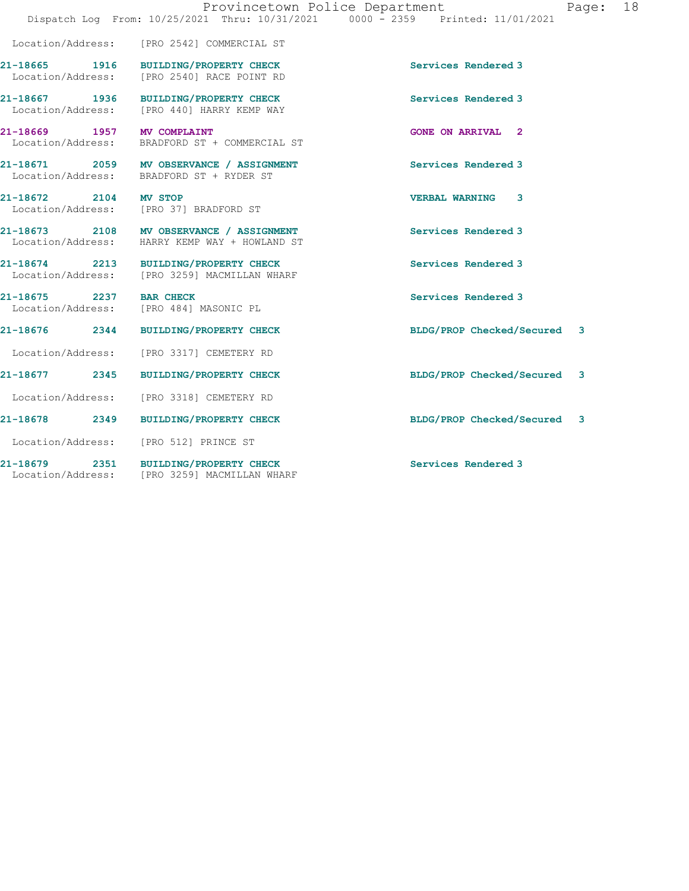Location/Address: [PRO 2542] COMMERCIAL ST

**21-18665 1916 BUILDING/PROPERTY CHECK** Services Rendered 3
Location/Address: [PRO 2540] RACE POINT RD

**21-18667 1936 BUILDING/PROPERTY CHECK** Services Rendered 3
Location/Address: [PRO 440] HARRY KEMP WAY

**21-18669 1957 MV COMPLAINT** GONE ON ARRIVAL 2
Location/Address: BRADFORD ST + COMMERCIAL ST

**21-18671 2059 MV OBSERVANCE / ASSIGNMENT** Services Rendered 3
Location/Address: BRADFORD ST + RYDER ST

**21-18672 2104 MV STOP** VERBAL WARNING 3
Location/Address: [PRO 37] BRADFORD ST

**21-18673 2108 MV OBSERVANCE / ASSIGNMENT** Services Rendered 3
Location/Address: HARRY KEMP WAY + HOWLAND ST

**21-18674 2213 BUILDING/PROPERTY CHECK** Services Rendered 3
Location/Address: [PRO 3259] MACMILLAN WHARF

**21-18675 2237 BAR CHECK** Services Rendered 3
Location/Address: [PRO 484] MASONIC PL

**21-18676 2344 BUILDING/PROPERTY CHECK** BLDG/PROP Checked/Secured 3
Location/Address: [PRO 3317] CEMETERY RD

**21-18677 2345 BUILDING/PROPERTY CHECK** BLDG/PROP Checked/Secured 3
Location/Address: [PRO 3318] CEMETERY RD

**21-18678 2349 BUILDING/PROPERTY CHECK** BLDG/PROP Checked/Secured 3
Location/Address: [PRO 512] PRINCE ST

**21-18679 2351 BUILDING/PROPERTY CHECK** Services Rendered 3
Location/Address: [PRO 3259] MACMILLAN WHARF